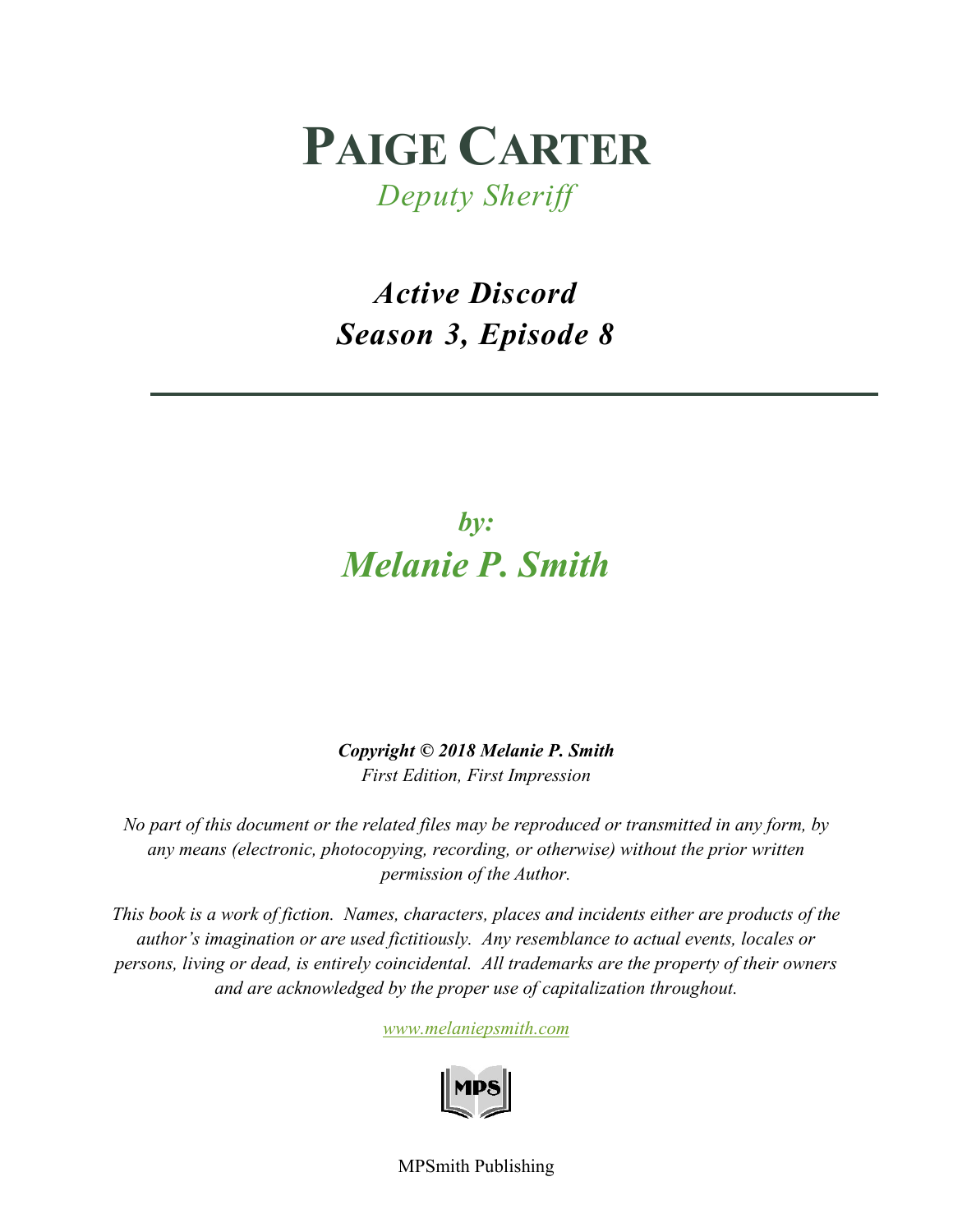# PAIGE CARTER

*Deputy Sheriff*

## *Active Discord*
## *Season 3, Episode 8*

---

***by:***

## ***Melanie P. Smith***

***Copyright © 2018 Melanie P. Smith***
*First Edition, First Impression*

*No part of this document or the related files may be reproduced or transmitted in any form, by any means (electronic, photocopying, recording, or otherwise) without the prior written permission of the Author.*

*This book is a work of fiction. Names, characters, places and incidents either are products of the author's imagination or are used fictitiously. Any resemblance to actual events, locales or persons, living or dead, is entirely coincidental. All trademarks are the property of their owners and are acknowledged by the proper use of capitalization throughout.*

*www.melaniepsmith.com*

MPS

MPSmith Publishing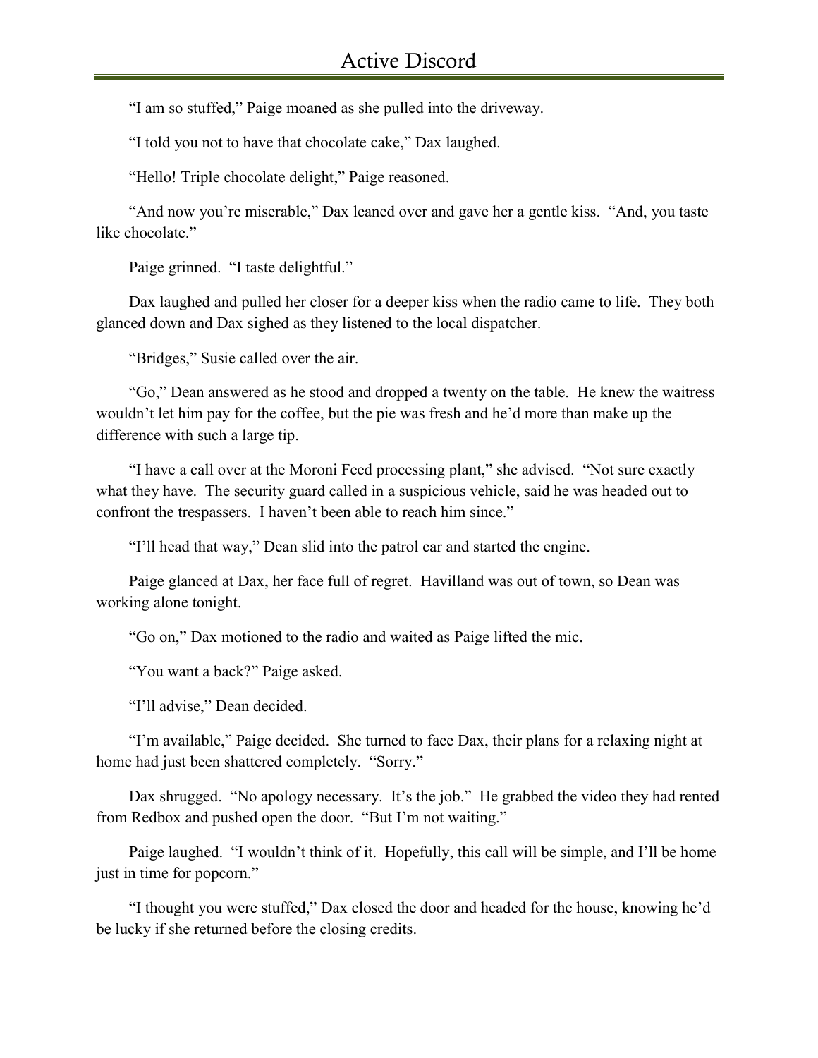"I am so stuffed," Paige moaned as she pulled into the driveway.

"I told you not to have that chocolate cake," Dax laughed.

"Hello! Triple chocolate delight," Paige reasoned.

"And now you're miserable," Dax leaned over and gave her a gentle kiss. "And, you taste like chocolate."

Paige grinned. "I taste delightful."

Dax laughed and pulled her closer for a deeper kiss when the radio came to life. They both glanced down and Dax sighed as they listened to the local dispatcher.

"Bridges," Susie called over the air.

"Go," Dean answered as he stood and dropped a twenty on the table. He knew the waitress wouldn't let him pay for the coffee, but the pie was fresh and he'd more than make up the difference with such a large tip.

"I have a call over at the Moroni Feed processing plant," she advised. "Not sure exactly what they have. The security guard called in a suspicious vehicle, said he was headed out to confront the trespassers. I haven't been able to reach him since."

"I'll head that way," Dean slid into the patrol car and started the engine.

Paige glanced at Dax, her face full of regret. Havilland was out of town, so Dean was working alone tonight.

"Go on," Dax motioned to the radio and waited as Paige lifted the mic.

"You want a back?" Paige asked.

"I'll advise," Dean decided.

"I'm available," Paige decided. She turned to face Dax, their plans for a relaxing night at home had just been shattered completely. "Sorry."

Dax shrugged. "No apology necessary. It's the job." He grabbed the video they had rented from Redbox and pushed open the door. "But I'm not waiting."

Paige laughed. "I wouldn't think of it. Hopefully, this call will be simple, and I'll be home just in time for popcorn."

"I thought you were stuffed," Dax closed the door and headed for the house, knowing he'd be lucky if she returned before the closing credits.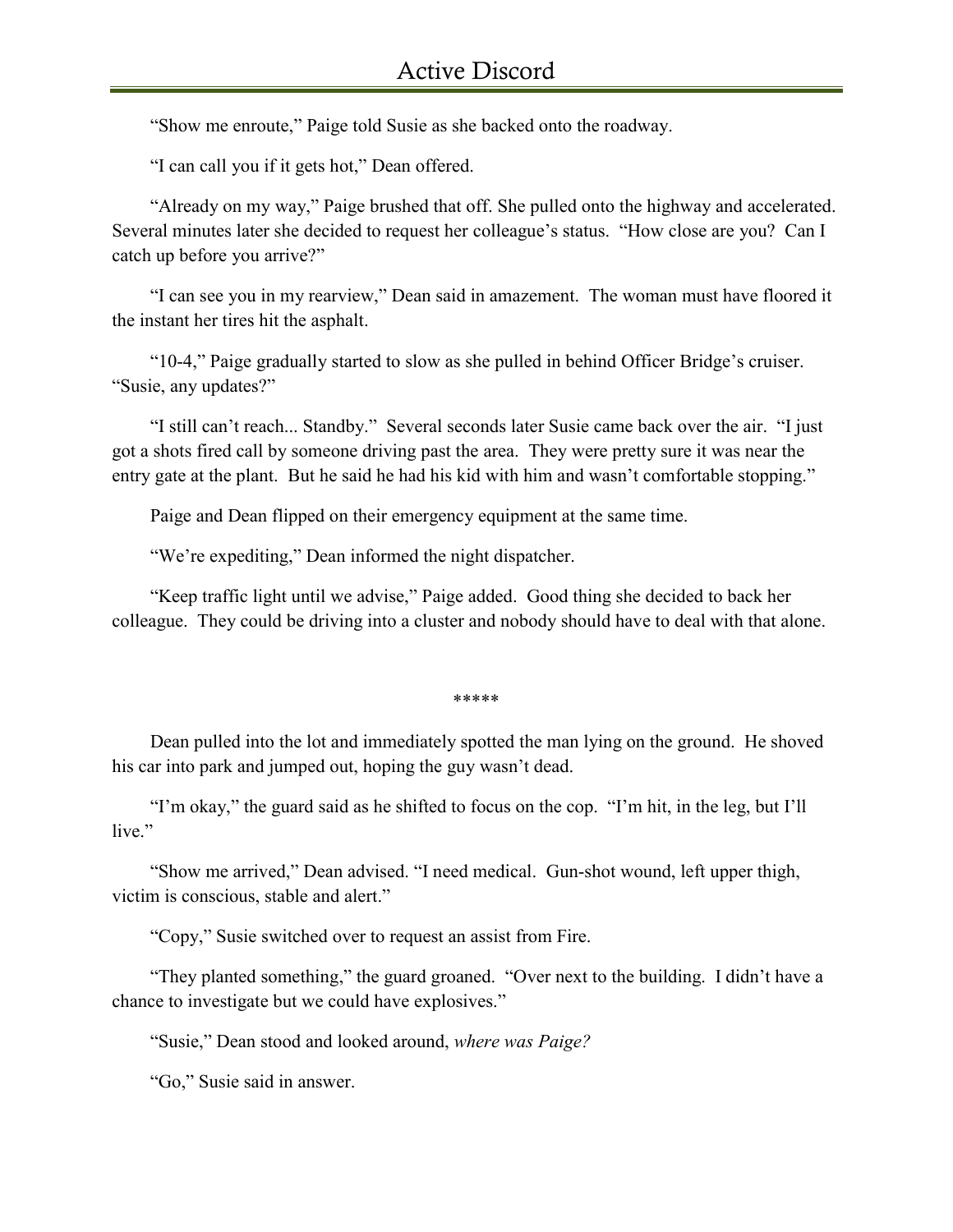"Show me enroute," Paige told Susie as she backed onto the roadway.

"I can call you if it gets hot," Dean offered.

"Already on my way," Paige brushed that off. She pulled onto the highway and accelerated. Several minutes later she decided to request her colleague's status. "How close are you? Can I catch up before you arrive?"

"I can see you in my rearview," Dean said in amazement. The woman must have floored it the instant her tires hit the asphalt.

"10-4," Paige gradually started to slow as she pulled in behind Officer Bridge's cruiser. "Susie, any updates?"

"I still can't reach... Standby." Several seconds later Susie came back over the air. "I just got a shots fired call by someone driving past the area. They were pretty sure it was near the entry gate at the plant. But he said he had his kid with him and wasn't comfortable stopping."

Paige and Dean flipped on their emergency equipment at the same time.

"We're expediting," Dean informed the night dispatcher.

"Keep traffic light until we advise," Paige added. Good thing she decided to back her colleague. They could be driving into a cluster and nobody should have to deal with that alone.

*****

Dean pulled into the lot and immediately spotted the man lying on the ground. He shoved his car into park and jumped out, hoping the guy wasn't dead.

"I'm okay," the guard said as he shifted to focus on the cop. "I'm hit, in the leg, but I'll live."

"Show me arrived," Dean advised. "I need medical. Gun-shot wound, left upper thigh, victim is conscious, stable and alert."

"Copy," Susie switched over to request an assist from Fire.

"They planted something," the guard groaned. "Over next to the building. I didn't have a chance to investigate but we could have explosives."

"Susie," Dean stood and looked around, *where was Paige?*

"Go," Susie said in answer.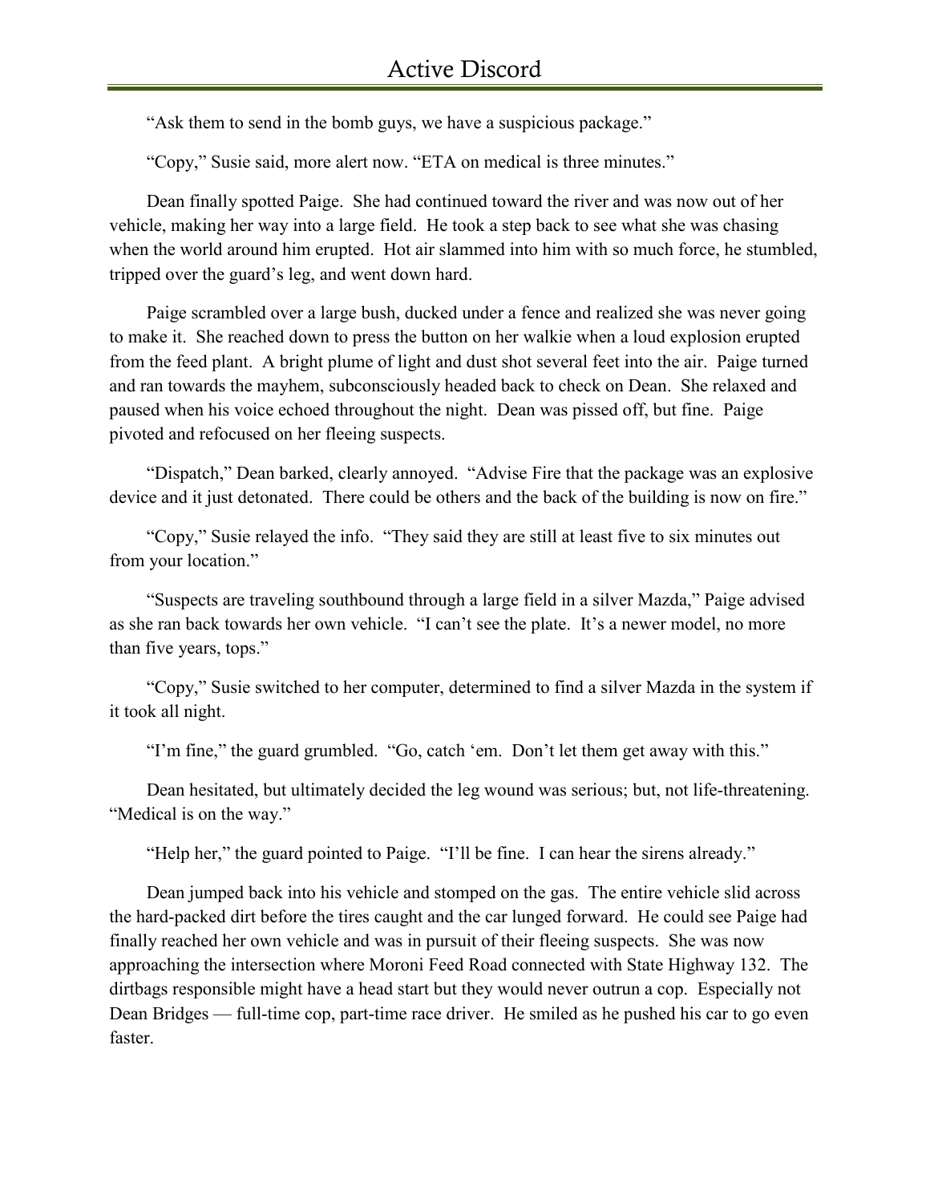"Ask them to send in the bomb guys, we have a suspicious package."

"Copy," Susie said, more alert now. "ETA on medical is three minutes."

Dean finally spotted Paige. She had continued toward the river and was now out of her vehicle, making her way into a large field. He took a step back to see what she was chasing when the world around him erupted. Hot air slammed into him with so much force, he stumbled, tripped over the guard's leg, and went down hard.

Paige scrambled over a large bush, ducked under a fence and realized she was never going to make it. She reached down to press the button on her walkie when a loud explosion erupted from the feed plant. A bright plume of light and dust shot several feet into the air. Paige turned and ran towards the mayhem, subconsciously headed back to check on Dean. She relaxed and paused when his voice echoed throughout the night. Dean was pissed off, but fine. Paige pivoted and refocused on her fleeing suspects.

"Dispatch," Dean barked, clearly annoyed. "Advise Fire that the package was an explosive device and it just detonated. There could be others and the back of the building is now on fire."

"Copy," Susie relayed the info. "They said they are still at least five to six minutes out from your location."

"Suspects are traveling southbound through a large field in a silver Mazda," Paige advised as she ran back towards her own vehicle. "I can't see the plate. It's a newer model, no more than five years, tops."

"Copy," Susie switched to her computer, determined to find a silver Mazda in the system if it took all night.

"I'm fine," the guard grumbled. "Go, catch 'em. Don't let them get away with this."

Dean hesitated, but ultimately decided the leg wound was serious; but, not life-threatening. "Medical is on the way."

"Help her," the guard pointed to Paige. "I'll be fine. I can hear the sirens already."

Dean jumped back into his vehicle and stomped on the gas. The entire vehicle slid across the hard-packed dirt before the tires caught and the car lunged forward. He could see Paige had finally reached her own vehicle and was in pursuit of their fleeing suspects. She was now approaching the intersection where Moroni Feed Road connected with State Highway 132. The dirtbags responsible might have a head start but they would never outrun a cop. Especially not Dean Bridges — full-time cop, part-time race driver. He smiled as he pushed his car to go even faster.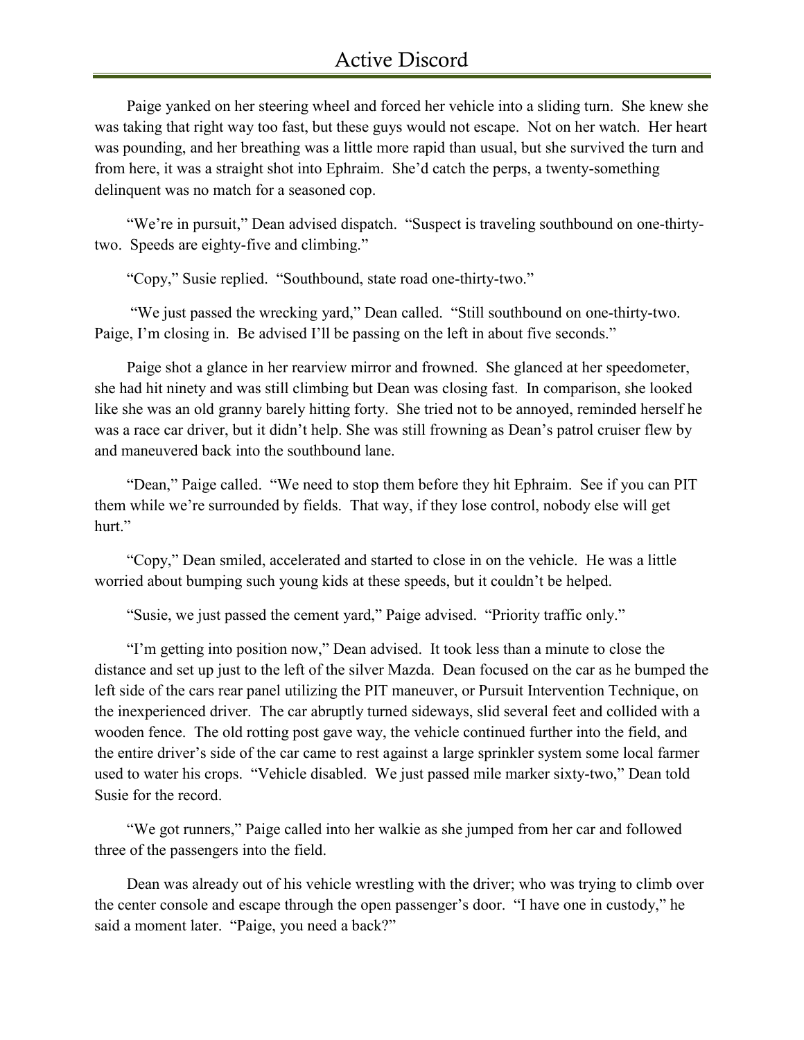Paige yanked on her steering wheel and forced her vehicle into a sliding turn. She knew she was taking that right way too fast, but these guys would not escape. Not on her watch. Her heart was pounding, and her breathing was a little more rapid than usual, but she survived the turn and from here, it was a straight shot into Ephraim. She'd catch the perps, a twenty-something delinquent was no match for a seasoned cop.

"We're in pursuit," Dean advised dispatch. "Suspect is traveling southbound on one-thirty-two. Speeds are eighty-five and climbing."

"Copy," Susie replied. "Southbound, state road one-thirty-two."

"We just passed the wrecking yard," Dean called. "Still southbound on one-thirty-two. Paige, I'm closing in. Be advised I'll be passing on the left in about five seconds."

Paige shot a glance in her rearview mirror and frowned. She glanced at her speedometer, she had hit ninety and was still climbing but Dean was closing fast. In comparison, she looked like she was an old granny barely hitting forty. She tried not to be annoyed, reminded herself he was a race car driver, but it didn't help. She was still frowning as Dean's patrol cruiser flew by and maneuvered back into the southbound lane.

"Dean," Paige called. "We need to stop them before they hit Ephraim. See if you can PIT them while we're surrounded by fields. That way, if they lose control, nobody else will get hurt."

"Copy," Dean smiled, accelerated and started to close in on the vehicle. He was a little worried about bumping such young kids at these speeds, but it couldn't be helped.

"Susie, we just passed the cement yard," Paige advised. "Priority traffic only."

"I'm getting into position now," Dean advised. It took less than a minute to close the distance and set up just to the left of the silver Mazda. Dean focused on the car as he bumped the left side of the cars rear panel utilizing the PIT maneuver, or Pursuit Intervention Technique, on the inexperienced driver. The car abruptly turned sideways, slid several feet and collided with a wooden fence. The old rotting post gave way, the vehicle continued further into the field, and the entire driver's side of the car came to rest against a large sprinkler system some local farmer used to water his crops. "Vehicle disabled. We just passed mile marker sixty-two," Dean told Susie for the record.

"We got runners," Paige called into her walkie as she jumped from her car and followed three of the passengers into the field.

Dean was already out of his vehicle wrestling with the driver; who was trying to climb over the center console and escape through the open passenger's door. "I have one in custody," he said a moment later. "Paige, you need a back?"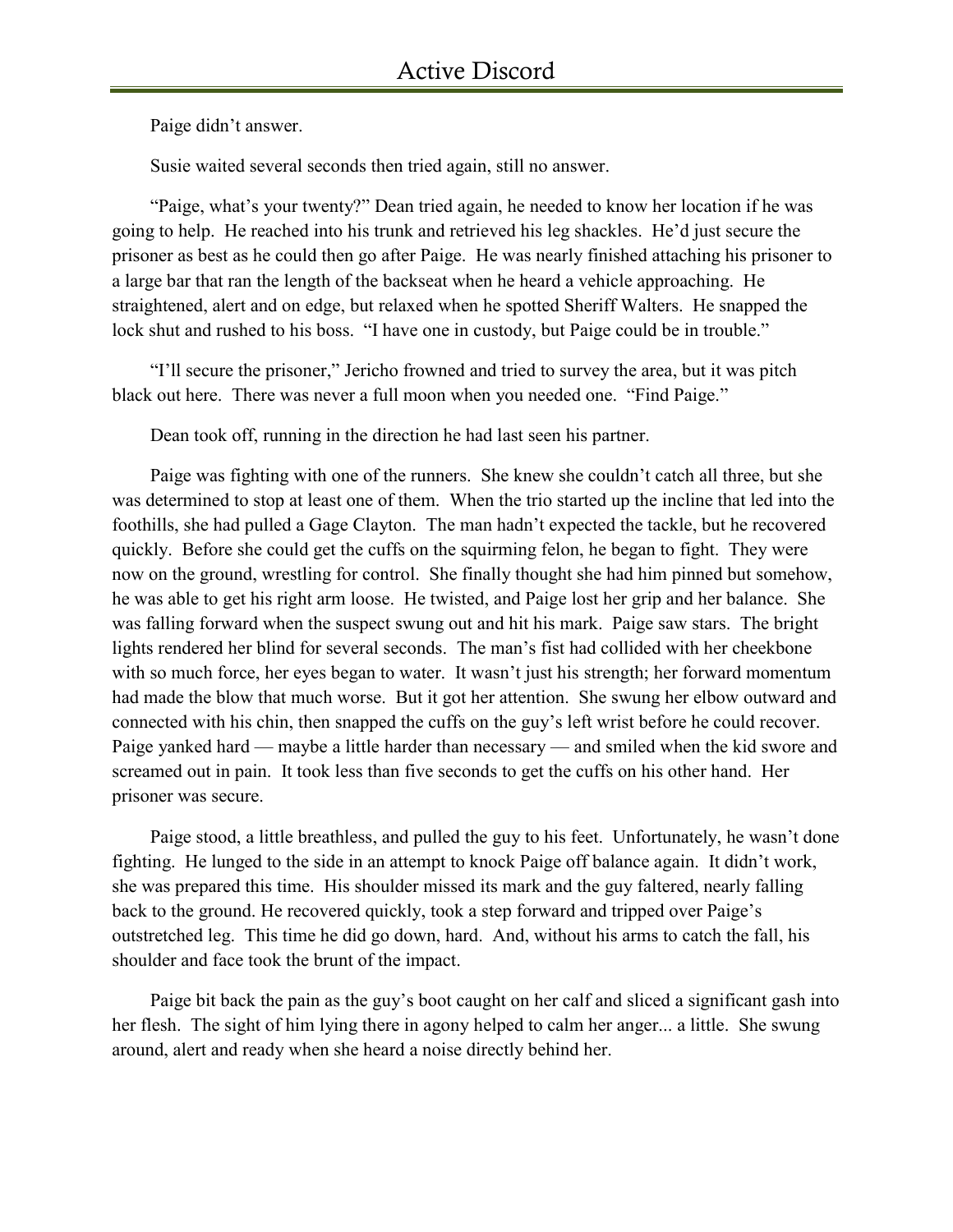Paige didn't answer.

Susie waited several seconds then tried again, still no answer.

"Paige, what's your twenty?" Dean tried again, he needed to know her location if he was going to help. He reached into his trunk and retrieved his leg shackles. He'd just secure the prisoner as best as he could then go after Paige. He was nearly finished attaching his prisoner to a large bar that ran the length of the backseat when he heard a vehicle approaching. He straightened, alert and on edge, but relaxed when he spotted Sheriff Walters. He snapped the lock shut and rushed to his boss. "I have one in custody, but Paige could be in trouble."

"I'll secure the prisoner," Jericho frowned and tried to survey the area, but it was pitch black out here. There was never a full moon when you needed one. "Find Paige."

Dean took off, running in the direction he had last seen his partner.

Paige was fighting with one of the runners. She knew she couldn't catch all three, but she was determined to stop at least one of them. When the trio started up the incline that led into the foothills, she had pulled a Gage Clayton. The man hadn't expected the tackle, but he recovered quickly. Before she could get the cuffs on the squirming felon, he began to fight. They were now on the ground, wrestling for control. She finally thought she had him pinned but somehow, he was able to get his right arm loose. He twisted, and Paige lost her grip and her balance. She was falling forward when the suspect swung out and hit his mark. Paige saw stars. The bright lights rendered her blind for several seconds. The man's fist had collided with her cheekbone with so much force, her eyes began to water. It wasn't just his strength; her forward momentum had made the blow that much worse. But it got her attention. She swung her elbow outward and connected with his chin, then snapped the cuffs on the guy's left wrist before he could recover. Paige yanked hard — maybe a little harder than necessary — and smiled when the kid swore and screamed out in pain. It took less than five seconds to get the cuffs on his other hand. Her prisoner was secure.

Paige stood, a little breathless, and pulled the guy to his feet. Unfortunately, he wasn't done fighting. He lunged to the side in an attempt to knock Paige off balance again. It didn't work, she was prepared this time. His shoulder missed its mark and the guy faltered, nearly falling back to the ground. He recovered quickly, took a step forward and tripped over Paige's outstretched leg. This time he did go down, hard. And, without his arms to catch the fall, his shoulder and face took the brunt of the impact.

Paige bit back the pain as the guy's boot caught on her calf and sliced a significant gash into her flesh. The sight of him lying there in agony helped to calm her anger... a little. She swung around, alert and ready when she heard a noise directly behind her.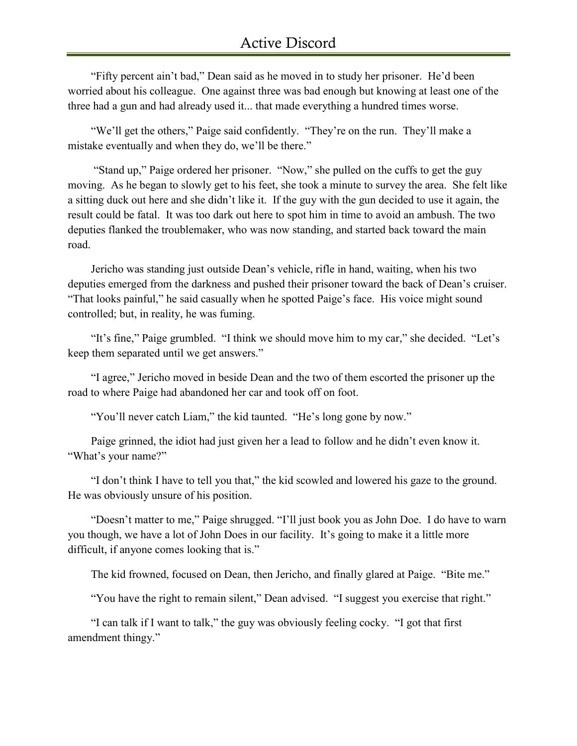"Fifty percent ain't bad," Dean said as he moved in to study her prisoner. He'd been worried about his colleague. One against three was bad enough but knowing at least one of the three had a gun and had already used it... that made everything a hundred times worse.

"We'll get the others," Paige said confidently. "They're on the run. They'll make a mistake eventually and when they do, we'll be there."

"Stand up," Paige ordered her prisoner. "Now," she pulled on the cuffs to get the guy moving. As he began to slowly get to his feet, she took a minute to survey the area. She felt like a sitting duck out here and she didn't like it. If the guy with the gun decided to use it again, the result could be fatal. It was too dark out here to spot him in time to avoid an ambush. The two deputies flanked the troublemaker, who was now standing, and started back toward the main road.

Jericho was standing just outside Dean's vehicle, rifle in hand, waiting, when his two deputies emerged from the darkness and pushed their prisoner toward the back of Dean's cruiser. "That looks painful," he said casually when he spotted Paige's face. His voice might sound controlled; but, in reality, he was fuming.

"It's fine," Paige grumbled. "I think we should move him to my car," she decided. "Let's keep them separated until we get answers."

"I agree," Jericho moved in beside Dean and the two of them escorted the prisoner up the road to where Paige had abandoned her car and took off on foot.

"You'll never catch Liam," the kid taunted. "He's long gone by now."

Paige grinned, the idiot had just given her a lead to follow and he didn't even know it. "What's your name?"

"I don't think I have to tell you that," the kid scowled and lowered his gaze to the ground. He was obviously unsure of his position.

"Doesn't matter to me," Paige shrugged. "I'll just book you as John Doe. I do have to warn you though, we have a lot of John Does in our facility. It's going to make it a little more difficult, if anyone comes looking that is."

The kid frowned, focused on Dean, then Jericho, and finally glared at Paige. "Bite me."

"You have the right to remain silent," Dean advised. "I suggest you exercise that right."

"I can talk if I want to talk," the guy was obviously feeling cocky. "I got that first amendment thingy."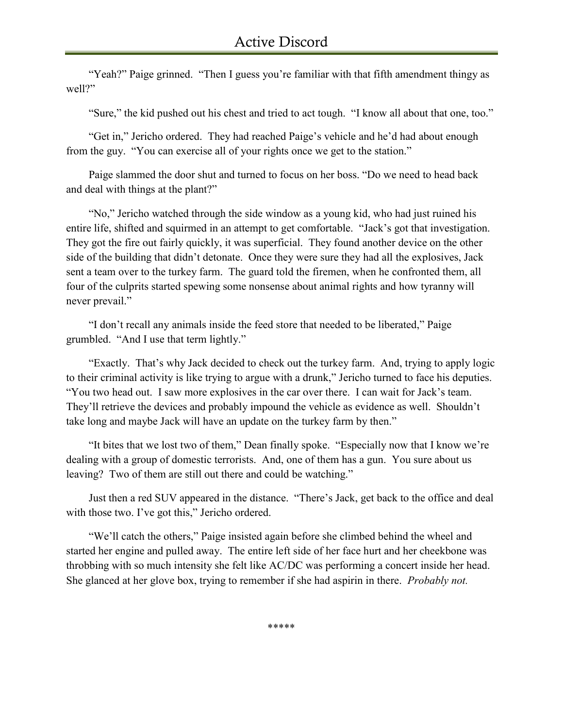"Yeah?" Paige grinned. "Then I guess you're familiar with that fifth amendment thingy as well?"

"Sure," the kid pushed out his chest and tried to act tough. "I know all about that one, too."

"Get in," Jericho ordered. They had reached Paige's vehicle and he'd had about enough from the guy. "You can exercise all of your rights once we get to the station."

Paige slammed the door shut and turned to focus on her boss. "Do we need to head back and deal with things at the plant?"

"No," Jericho watched through the side window as a young kid, who had just ruined his entire life, shifted and squirmed in an attempt to get comfortable. "Jack's got that investigation. They got the fire out fairly quickly, it was superficial. They found another device on the other side of the building that didn't detonate. Once they were sure they had all the explosives, Jack sent a team over to the turkey farm. The guard told the firemen, when he confronted them, all four of the culprits started spewing some nonsense about animal rights and how tyranny will never prevail."

"I don't recall any animals inside the feed store that needed to be liberated," Paige grumbled. "And I use that term lightly."

"Exactly. That's why Jack decided to check out the turkey farm. And, trying to apply logic to their criminal activity is like trying to argue with a drunk," Jericho turned to face his deputies. "You two head out. I saw more explosives in the car over there. I can wait for Jack's team. They'll retrieve the devices and probably impound the vehicle as evidence as well. Shouldn't take long and maybe Jack will have an update on the turkey farm by then."

"It bites that we lost two of them," Dean finally spoke. "Especially now that I know we're dealing with a group of domestic terrorists. And, one of them has a gun. You sure about us leaving? Two of them are still out there and could be watching."

Just then a red SUV appeared in the distance. "There's Jack, get back to the office and deal with those two. I've got this," Jericho ordered.

"We'll catch the others," Paige insisted again before she climbed behind the wheel and started her engine and pulled away. The entire left side of her face hurt and her cheekbone was throbbing with so much intensity she felt like AC/DC was performing a concert inside her head. She glanced at her glove box, trying to remember if she had aspirin in there. *Probably not.*

*****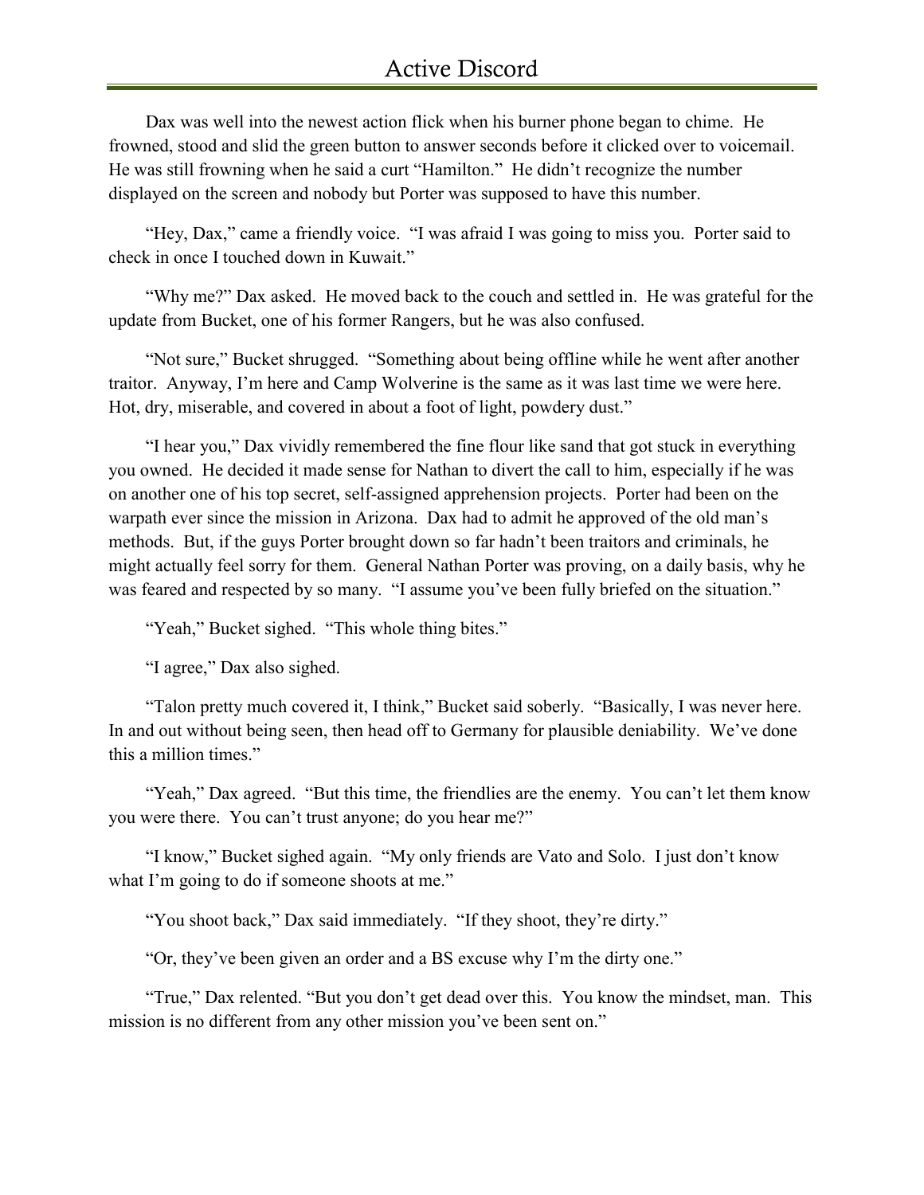Dax was well into the newest action flick when his burner phone began to chime. He frowned, stood and slid the green button to answer seconds before it clicked over to voicemail. He was still frowning when he said a curt "Hamilton." He didn't recognize the number displayed on the screen and nobody but Porter was supposed to have this number.

"Hey, Dax," came a friendly voice. "I was afraid I was going to miss you. Porter said to check in once I touched down in Kuwait."

"Why me?" Dax asked. He moved back to the couch and settled in. He was grateful for the update from Bucket, one of his former Rangers, but he was also confused.

"Not sure," Bucket shrugged. "Something about being offline while he went after another traitor. Anyway, I'm here and Camp Wolverine is the same as it was last time we were here. Hot, dry, miserable, and covered in about a foot of light, powdery dust."

"I hear you," Dax vividly remembered the fine flour like sand that got stuck in everything you owned. He decided it made sense for Nathan to divert the call to him, especially if he was on another one of his top secret, self-assigned apprehension projects. Porter had been on the warpath ever since the mission in Arizona. Dax had to admit he approved of the old man's methods. But, if the guys Porter brought down so far hadn't been traitors and criminals, he might actually feel sorry for them. General Nathan Porter was proving, on a daily basis, why he was feared and respected by so many. "I assume you've been fully briefed on the situation."

"Yeah," Bucket sighed. "This whole thing bites."

"I agree," Dax also sighed.

"Talon pretty much covered it, I think," Bucket said soberly. "Basically, I was never here. In and out without being seen, then head off to Germany for plausible deniability. We've done this a million times."

"Yeah," Dax agreed. "But this time, the friendlies are the enemy. You can't let them know you were there. You can't trust anyone; do you hear me?"

"I know," Bucket sighed again. "My only friends are Vato and Solo. I just don't know what I'm going to do if someone shoots at me."

"You shoot back," Dax said immediately. "If they shoot, they're dirty."

"Or, they've been given an order and a BS excuse why I'm the dirty one."

"True," Dax relented. "But you don't get dead over this. You know the mindset, man. This mission is no different from any other mission you've been sent on."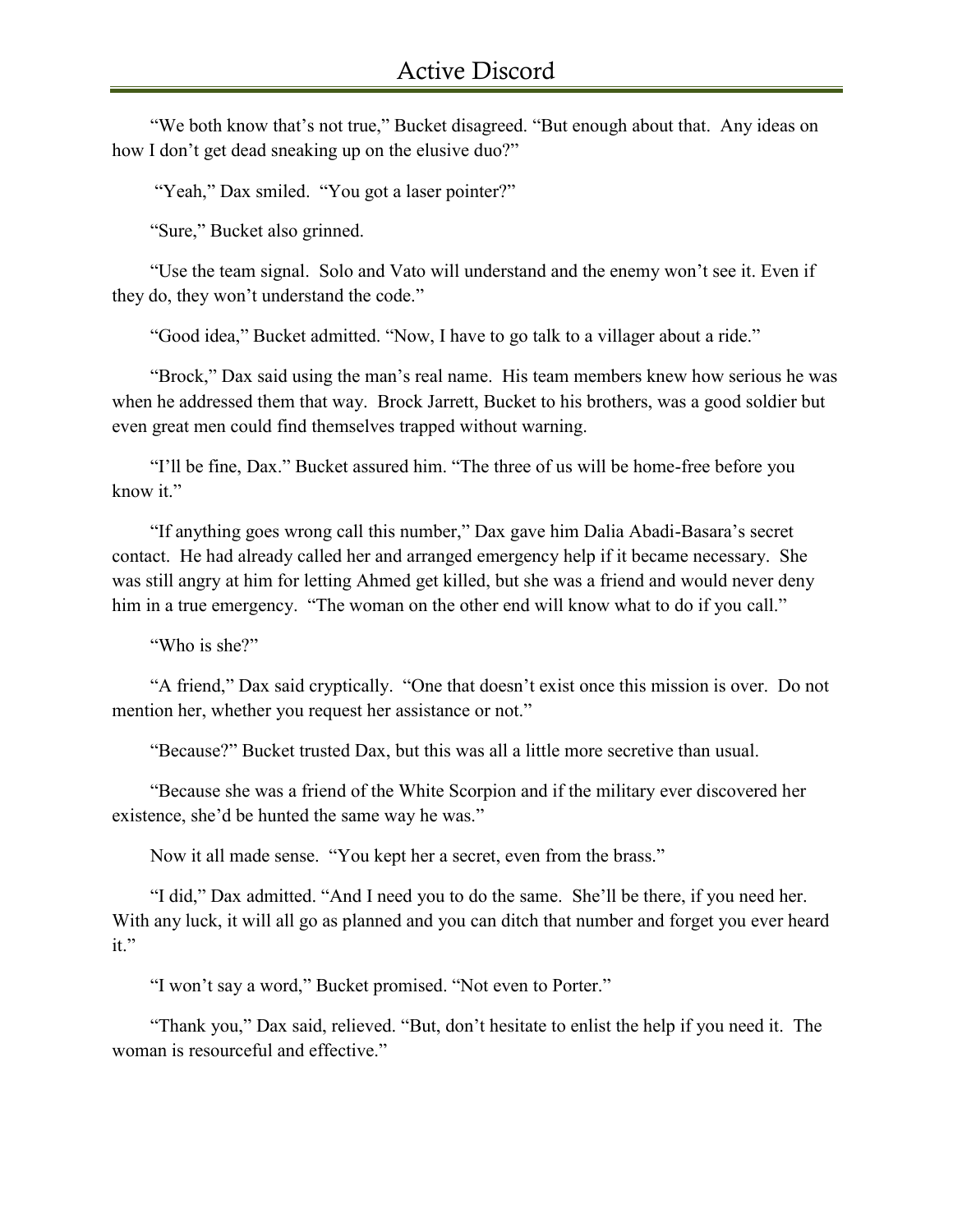"We both know that's not true," Bucket disagreed. "But enough about that. Any ideas on how I don't get dead sneaking up on the elusive duo?"

"Yeah," Dax smiled. "You got a laser pointer?"

"Sure," Bucket also grinned.

"Use the team signal. Solo and Vato will understand and the enemy won't see it. Even if they do, they won't understand the code."

"Good idea," Bucket admitted. "Now, I have to go talk to a villager about a ride."

"Brock," Dax said using the man's real name. His team members knew how serious he was when he addressed them that way. Brock Jarrett, Bucket to his brothers, was a good soldier but even great men could find themselves trapped without warning.

"I'll be fine, Dax." Bucket assured him. "The three of us will be home-free before you know it."

"If anything goes wrong call this number," Dax gave him Dalia Abadi-Basara's secret contact. He had already called her and arranged emergency help if it became necessary. She was still angry at him for letting Ahmed get killed, but she was a friend and would never deny him in a true emergency. "The woman on the other end will know what to do if you call."

"Who is she?"

"A friend," Dax said cryptically. "One that doesn't exist once this mission is over. Do not mention her, whether you request her assistance or not."

"Because?" Bucket trusted Dax, but this was all a little more secretive than usual.

"Because she was a friend of the White Scorpion and if the military ever discovered her existence, she'd be hunted the same way he was."

Now it all made sense. "You kept her a secret, even from the brass."

"I did," Dax admitted. "And I need you to do the same. She'll be there, if you need her. With any luck, it will all go as planned and you can ditch that number and forget you ever heard it."

"I won't say a word," Bucket promised. "Not even to Porter."

"Thank you," Dax said, relieved. "But, don't hesitate to enlist the help if you need it. The woman is resourceful and effective."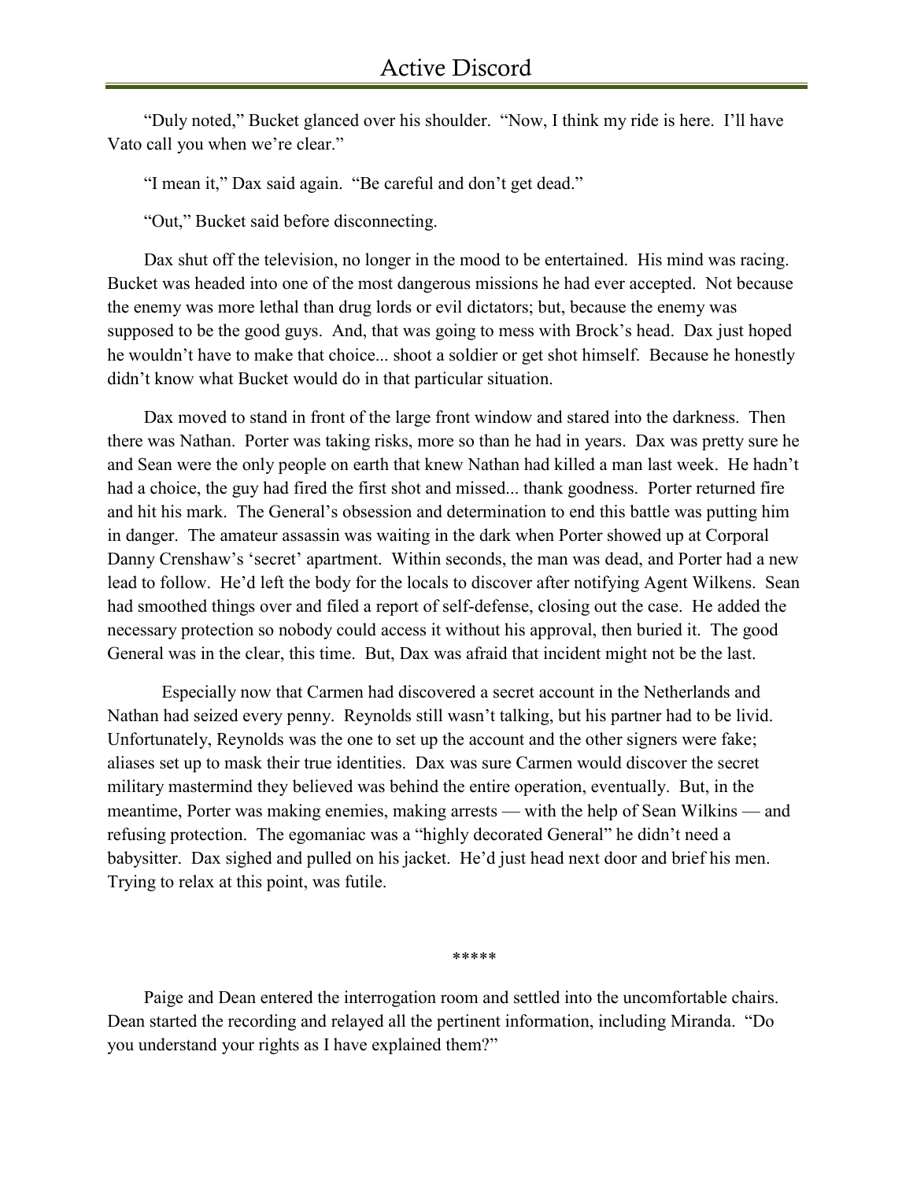"Duly noted," Bucket glanced over his shoulder. "Now, I think my ride is here. I'll have Vato call you when we're clear."

"I mean it," Dax said again. "Be careful and don't get dead."

"Out," Bucket said before disconnecting.

Dax shut off the television, no longer in the mood to be entertained. His mind was racing. Bucket was headed into one of the most dangerous missions he had ever accepted. Not because the enemy was more lethal than drug lords or evil dictators; but, because the enemy was supposed to be the good guys. And, that was going to mess with Brock's head. Dax just hoped he wouldn't have to make that choice... shoot a soldier or get shot himself. Because he honestly didn't know what Bucket would do in that particular situation.

Dax moved to stand in front of the large front window and stared into the darkness. Then there was Nathan. Porter was taking risks, more so than he had in years. Dax was pretty sure he and Sean were the only people on earth that knew Nathan had killed a man last week. He hadn't had a choice, the guy had fired the first shot and missed... thank goodness. Porter returned fire and hit his mark. The General's obsession and determination to end this battle was putting him in danger. The amateur assassin was waiting in the dark when Porter showed up at Corporal Danny Crenshaw's 'secret' apartment. Within seconds, the man was dead, and Porter had a new lead to follow. He'd left the body for the locals to discover after notifying Agent Wilkens. Sean had smoothed things over and filed a report of self-defense, closing out the case. He added the necessary protection so nobody could access it without his approval, then buried it. The good General was in the clear, this time. But, Dax was afraid that incident might not be the last.

Especially now that Carmen had discovered a secret account in the Netherlands and Nathan had seized every penny. Reynolds still wasn't talking, but his partner had to be livid. Unfortunately, Reynolds was the one to set up the account and the other signers were fake; aliases set up to mask their true identities. Dax was sure Carmen would discover the secret military mastermind they believed was behind the entire operation, eventually. But, in the meantime, Porter was making enemies, making arrests — with the help of Sean Wilkins — and refusing protection. The egomaniac was a "highly decorated General" he didn't need a babysitter. Dax sighed and pulled on his jacket. He'd just head next door and brief his men. Trying to relax at this point, was futile.

*****

Paige and Dean entered the interrogation room and settled into the uncomfortable chairs. Dean started the recording and relayed all the pertinent information, including Miranda. "Do you understand your rights as I have explained them?"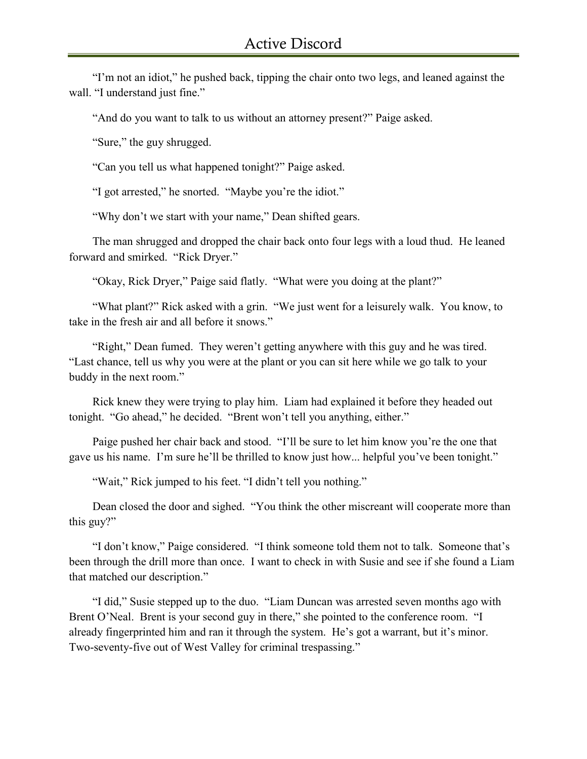"I'm not an idiot," he pushed back, tipping the chair onto two legs, and leaned against the wall. "I understand just fine."

"And do you want to talk to us without an attorney present?" Paige asked.

"Sure," the guy shrugged.

"Can you tell us what happened tonight?" Paige asked.

"I got arrested," he snorted. "Maybe you're the idiot."

"Why don't we start with your name," Dean shifted gears.

The man shrugged and dropped the chair back onto four legs with a loud thud. He leaned forward and smirked. "Rick Dryer."

"Okay, Rick Dryer," Paige said flatly. "What were you doing at the plant?"

"What plant?" Rick asked with a grin. "We just went for a leisurely walk. You know, to take in the fresh air and all before it snows."

"Right," Dean fumed. They weren't getting anywhere with this guy and he was tired. "Last chance, tell us why you were at the plant or you can sit here while we go talk to your buddy in the next room."

Rick knew they were trying to play him. Liam had explained it before they headed out tonight. "Go ahead," he decided. "Brent won't tell you anything, either."

Paige pushed her chair back and stood. "I'll be sure to let him know you're the one that gave us his name. I'm sure he'll be thrilled to know just how... helpful you've been tonight."

"Wait," Rick jumped to his feet. "I didn't tell you nothing."

Dean closed the door and sighed. "You think the other miscreant will cooperate more than this guy?"

"I don't know," Paige considered. "I think someone told them not to talk. Someone that's been through the drill more than once. I want to check in with Susie and see if she found a Liam that matched our description."

"I did," Susie stepped up to the duo. "Liam Duncan was arrested seven months ago with Brent O'Neal. Brent is your second guy in there," she pointed to the conference room. "I already fingerprinted him and ran it through the system. He's got a warrant, but it's minor. Two-seventy-five out of West Valley for criminal trespassing."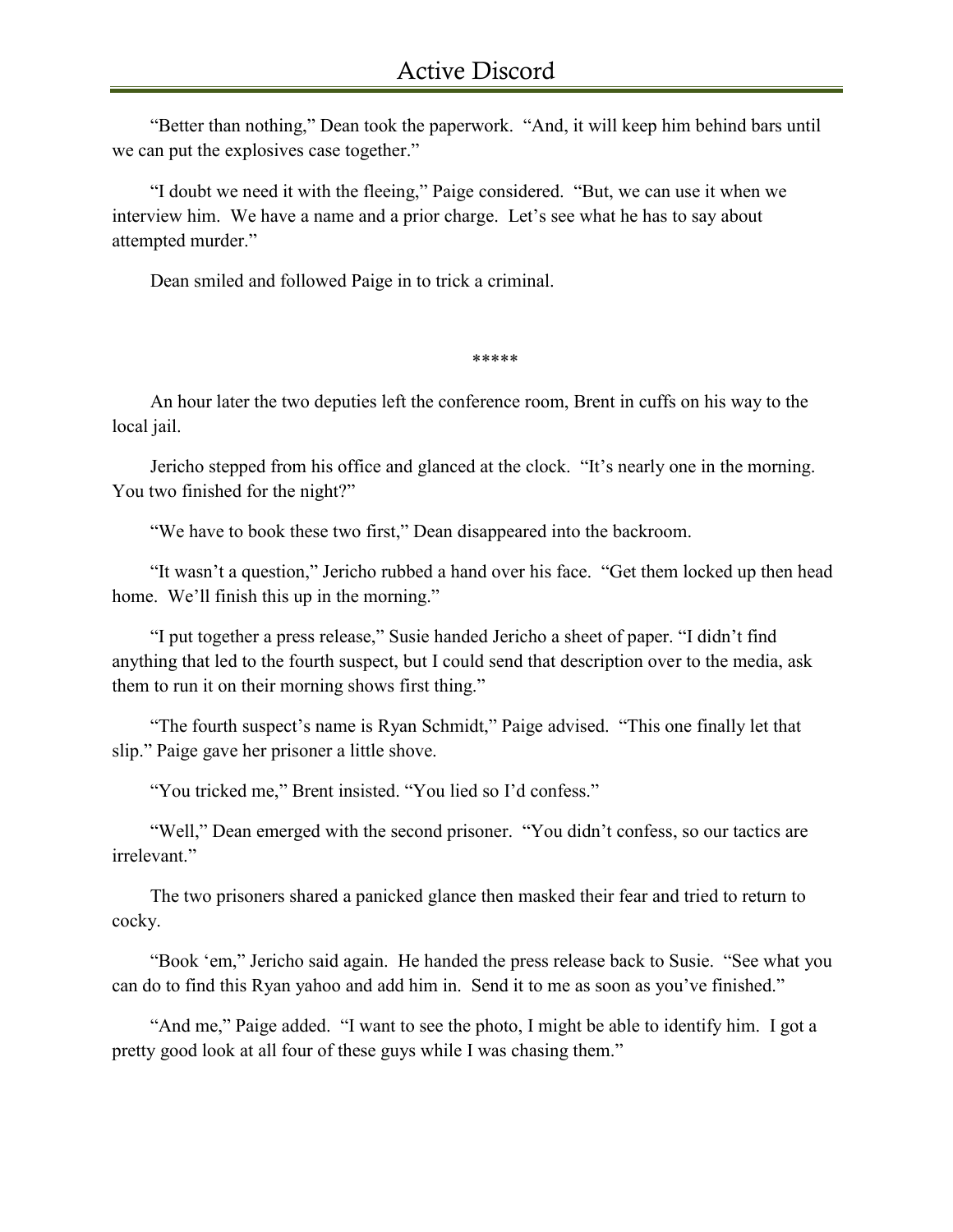"Better than nothing," Dean took the paperwork. "And, it will keep him behind bars until we can put the explosives case together."

"I doubt we need it with the fleeing," Paige considered. "But, we can use it when we interview him. We have a name and a prior charge. Let's see what he has to say about attempted murder."

Dean smiled and followed Paige in to trick a criminal.

*****

An hour later the two deputies left the conference room, Brent in cuffs on his way to the local jail.

Jericho stepped from his office and glanced at the clock. "It's nearly one in the morning. You two finished for the night?"

"We have to book these two first," Dean disappeared into the backroom.

"It wasn't a question," Jericho rubbed a hand over his face. "Get them locked up then head home. We'll finish this up in the morning."

"I put together a press release," Susie handed Jericho a sheet of paper. "I didn't find anything that led to the fourth suspect, but I could send that description over to the media, ask them to run it on their morning shows first thing."

"The fourth suspect's name is Ryan Schmidt," Paige advised. "This one finally let that slip." Paige gave her prisoner a little shove.

"You tricked me," Brent insisted. "You lied so I'd confess."

"Well," Dean emerged with the second prisoner. "You didn't confess, so our tactics are irrelevant."

The two prisoners shared a panicked glance then masked their fear and tried to return to cocky.

"Book 'em," Jericho said again. He handed the press release back to Susie. "See what you can do to find this Ryan yahoo and add him in. Send it to me as soon as you've finished."

"And me," Paige added. "I want to see the photo, I might be able to identify him. I got a pretty good look at all four of these guys while I was chasing them."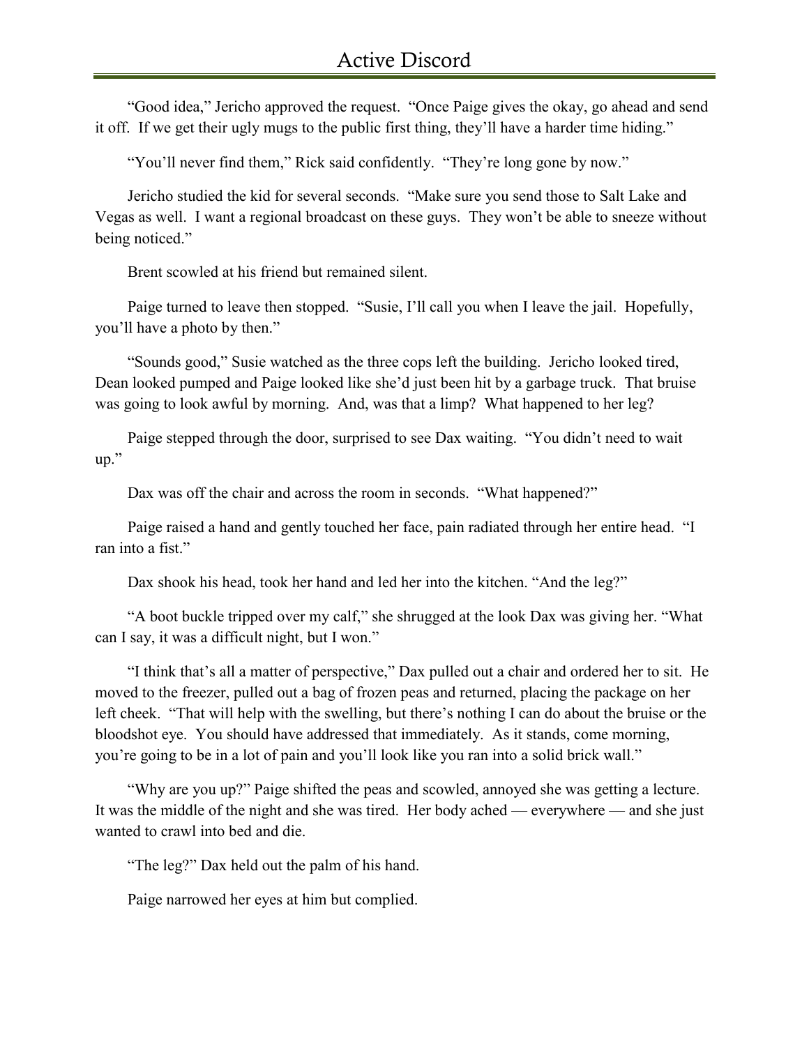"Good idea," Jericho approved the request. "Once Paige gives the okay, go ahead and send it off. If we get their ugly mugs to the public first thing, they'll have a harder time hiding."

"You'll never find them," Rick said confidently. "They're long gone by now."

Jericho studied the kid for several seconds. "Make sure you send those to Salt Lake and Vegas as well. I want a regional broadcast on these guys. They won't be able to sneeze without being noticed."

Brent scowled at his friend but remained silent.

Paige turned to leave then stopped. "Susie, I'll call you when I leave the jail. Hopefully, you'll have a photo by then."

"Sounds good," Susie watched as the three cops left the building. Jericho looked tired, Dean looked pumped and Paige looked like she'd just been hit by a garbage truck. That bruise was going to look awful by morning. And, was that a limp? What happened to her leg?

Paige stepped through the door, surprised to see Dax waiting. "You didn't need to wait up."

Dax was off the chair and across the room in seconds. "What happened?"

Paige raised a hand and gently touched her face, pain radiated through her entire head. "I ran into a fist."

Dax shook his head, took her hand and led her into the kitchen. "And the leg?"

"A boot buckle tripped over my calf," she shrugged at the look Dax was giving her. "What can I say, it was a difficult night, but I won."

"I think that's all a matter of perspective," Dax pulled out a chair and ordered her to sit. He moved to the freezer, pulled out a bag of frozen peas and returned, placing the package on her left cheek. "That will help with the swelling, but there's nothing I can do about the bruise or the bloodshot eye. You should have addressed that immediately. As it stands, come morning, you're going to be in a lot of pain and you'll look like you ran into a solid brick wall."

"Why are you up?" Paige shifted the peas and scowled, annoyed she was getting a lecture. It was the middle of the night and she was tired. Her body ached — everywhere — and she just wanted to crawl into bed and die.

"The leg?" Dax held out the palm of his hand.

Paige narrowed her eyes at him but complied.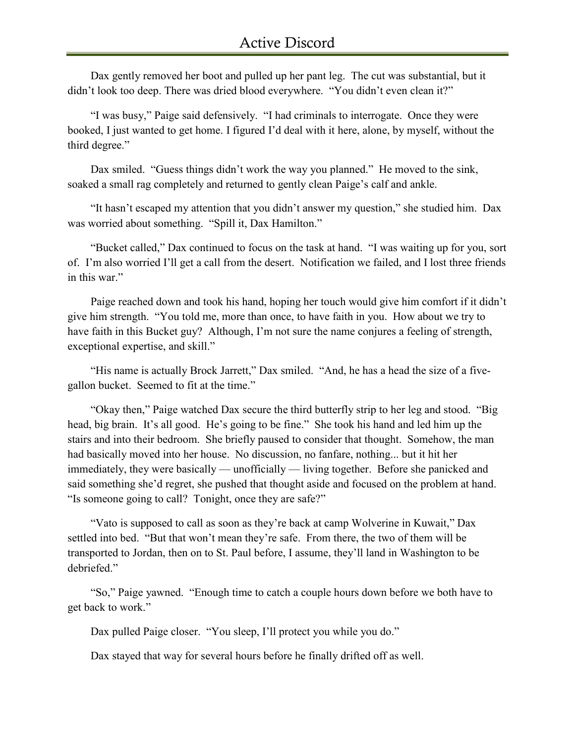Dax gently removed her boot and pulled up her pant leg. The cut was substantial, but it didn't look too deep. There was dried blood everywhere. "You didn't even clean it?"

"I was busy," Paige said defensively. "I had criminals to interrogate. Once they were booked, I just wanted to get home. I figured I'd deal with it here, alone, by myself, without the third degree."

Dax smiled. "Guess things didn't work the way you planned." He moved to the sink, soaked a small rag completely and returned to gently clean Paige's calf and ankle.

"It hasn't escaped my attention that you didn't answer my question," she studied him. Dax was worried about something. "Spill it, Dax Hamilton."

"Bucket called," Dax continued to focus on the task at hand. "I was waiting up for you, sort of. I'm also worried I'll get a call from the desert. Notification we failed, and I lost three friends in this war."

Paige reached down and took his hand, hoping her touch would give him comfort if it didn't give him strength. "You told me, more than once, to have faith in you. How about we try to have faith in this Bucket guy? Although, I'm not sure the name conjures a feeling of strength, exceptional expertise, and skill."

"His name is actually Brock Jarrett," Dax smiled. "And, he has a head the size of a five-gallon bucket. Seemed to fit at the time."

"Okay then," Paige watched Dax secure the third butterfly strip to her leg and stood. "Big head, big brain. It's all good. He's going to be fine." She took his hand and led him up the stairs and into their bedroom. She briefly paused to consider that thought. Somehow, the man had basically moved into her house. No discussion, no fanfare, nothing... but it hit her immediately, they were basically — unofficially — living together. Before she panicked and said something she'd regret, she pushed that thought aside and focused on the problem at hand. "Is someone going to call? Tonight, once they are safe?"

"Vato is supposed to call as soon as they're back at camp Wolverine in Kuwait," Dax settled into bed. "But that won't mean they're safe. From there, the two of them will be transported to Jordan, then on to St. Paul before, I assume, they'll land in Washington to be debriefed."

"So," Paige yawned. "Enough time to catch a couple hours down before we both have to get back to work."

Dax pulled Paige closer. "You sleep, I'll protect you while you do."

Dax stayed that way for several hours before he finally drifted off as well.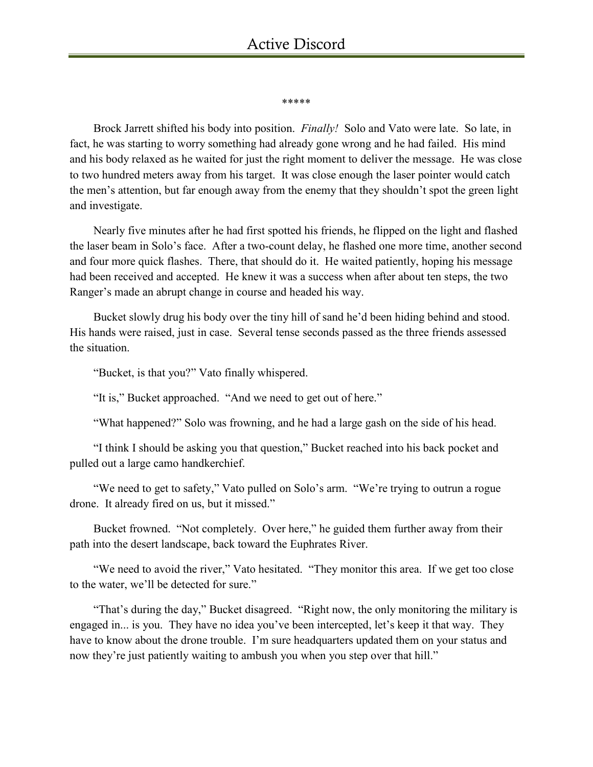\*\*\*\*\*

Brock Jarrett shifted his body into position. *Finally!* Solo and Vato were late. So late, in fact, he was starting to worry something had already gone wrong and he had failed. His mind and his body relaxed as he waited for just the right moment to deliver the message. He was close to two hundred meters away from his target. It was close enough the laser pointer would catch the men's attention, but far enough away from the enemy that they shouldn't spot the green light and investigate.

Nearly five minutes after he had first spotted his friends, he flipped on the light and flashed the laser beam in Solo's face. After a two-count delay, he flashed one more time, another second and four more quick flashes. There, that should do it. He waited patiently, hoping his message had been received and accepted. He knew it was a success when after about ten steps, the two Ranger's made an abrupt change in course and headed his way.

Bucket slowly drug his body over the tiny hill of sand he'd been hiding behind and stood. His hands were raised, just in case. Several tense seconds passed as the three friends assessed the situation.

"Bucket, is that you?" Vato finally whispered.

"It is," Bucket approached. "And we need to get out of here."

"What happened?" Solo was frowning, and he had a large gash on the side of his head.

"I think I should be asking you that question," Bucket reached into his back pocket and pulled out a large camo handkerchief.

"We need to get to safety," Vato pulled on Solo's arm. "We're trying to outrun a rogue drone. It already fired on us, but it missed."

Bucket frowned. "Not completely. Over here," he guided them further away from their path into the desert landscape, back toward the Euphrates River.

"We need to avoid the river," Vato hesitated. "They monitor this area. If we get too close to the water, we'll be detected for sure."

"That's during the day," Bucket disagreed. "Right now, the only monitoring the military is engaged in... is you. They have no idea you've been intercepted, let's keep it that way. They have to know about the drone trouble. I'm sure headquarters updated them on your status and now they're just patiently waiting to ambush you when you step over that hill."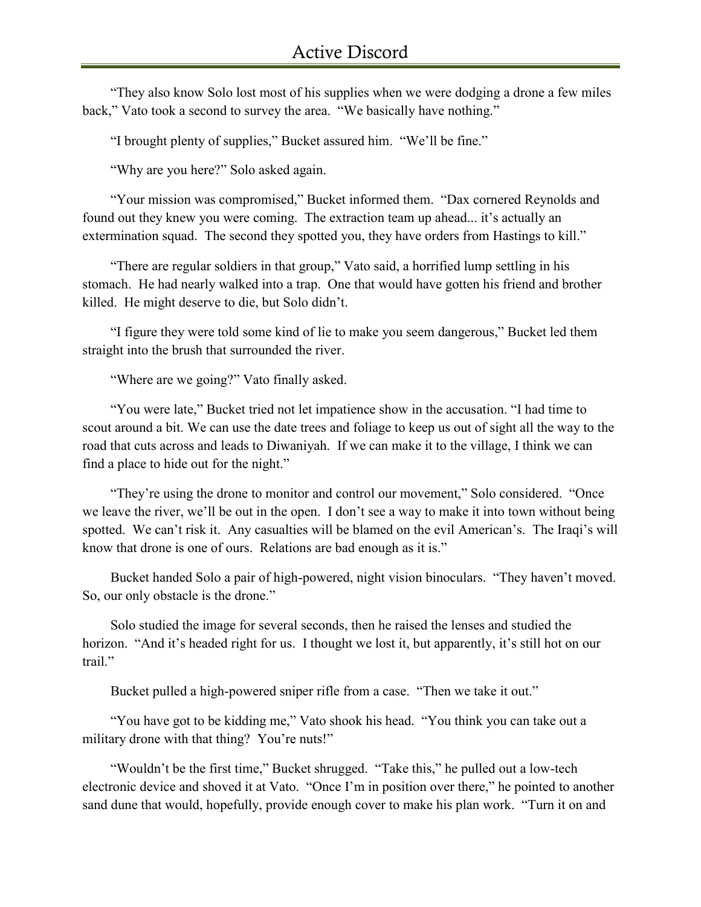"They also know Solo lost most of his supplies when we were dodging a drone a few miles back," Vato took a second to survey the area. "We basically have nothing."

"I brought plenty of supplies," Bucket assured him. "We'll be fine."

"Why are you here?" Solo asked again.

"Your mission was compromised," Bucket informed them. "Dax cornered Reynolds and found out they knew you were coming. The extraction team up ahead... it's actually an extermination squad. The second they spotted you, they have orders from Hastings to kill."

"There are regular soldiers in that group," Vato said, a horrified lump settling in his stomach. He had nearly walked into a trap. One that would have gotten his friend and brother killed. He might deserve to die, but Solo didn't.

"I figure they were told some kind of lie to make you seem dangerous," Bucket led them straight into the brush that surrounded the river.

"Where are we going?" Vato finally asked.

"You were late," Bucket tried not let impatience show in the accusation. "I had time to scout around a bit. We can use the date trees and foliage to keep us out of sight all the way to the road that cuts across and leads to Diwaniyah. If we can make it to the village, I think we can find a place to hide out for the night."

"They're using the drone to monitor and control our movement," Solo considered. "Once we leave the river, we'll be out in the open. I don't see a way to make it into town without being spotted. We can't risk it. Any casualties will be blamed on the evil American's. The Iraqi's will know that drone is one of ours. Relations are bad enough as it is."

Bucket handed Solo a pair of high-powered, night vision binoculars. "They haven't moved. So, our only obstacle is the drone."

Solo studied the image for several seconds, then he raised the lenses and studied the horizon. "And it's headed right for us. I thought we lost it, but apparently, it's still hot on our trail."

Bucket pulled a high-powered sniper rifle from a case. "Then we take it out."

"You have got to be kidding me," Vato shook his head. "You think you can take out a military drone with that thing? You're nuts!"

"Wouldn't be the first time," Bucket shrugged. "Take this," he pulled out a low-tech electronic device and shoved it at Vato. "Once I'm in position over there," he pointed to another sand dune that would, hopefully, provide enough cover to make his plan work. "Turn it on and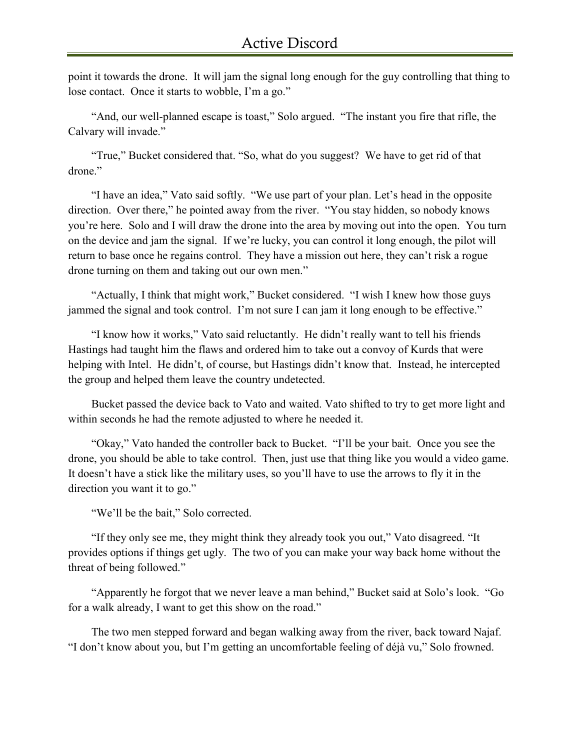point it towards the drone. It will jam the signal long enough for the guy controlling that thing to lose contact. Once it starts to wobble, I'm a go."

"And, our well-planned escape is toast," Solo argued. "The instant you fire that rifle, the Calvary will invade."

"True," Bucket considered that. "So, what do you suggest? We have to get rid of that drone."

"I have an idea," Vato said softly. "We use part of your plan. Let's head in the opposite direction. Over there," he pointed away from the river. "You stay hidden, so nobody knows you're here. Solo and I will draw the drone into the area by moving out into the open. You turn on the device and jam the signal. If we're lucky, you can control it long enough, the pilot will return to base once he regains control. They have a mission out here, they can't risk a rogue drone turning on them and taking out our own men."

"Actually, I think that might work," Bucket considered. "I wish I knew how those guys jammed the signal and took control. I'm not sure I can jam it long enough to be effective."

"I know how it works," Vato said reluctantly. He didn't really want to tell his friends Hastings had taught him the flaws and ordered him to take out a convoy of Kurds that were helping with Intel. He didn't, of course, but Hastings didn't know that. Instead, he intercepted the group and helped them leave the country undetected.

Bucket passed the device back to Vato and waited. Vato shifted to try to get more light and within seconds he had the remote adjusted to where he needed it.

"Okay," Vato handed the controller back to Bucket. "I'll be your bait. Once you see the drone, you should be able to take control. Then, just use that thing like you would a video game. It doesn't have a stick like the military uses, so you'll have to use the arrows to fly it in the direction you want it to go."

"We'll be the bait," Solo corrected.

"If they only see me, they might think they already took you out," Vato disagreed. "It provides options if things get ugly. The two of you can make your way back home without the threat of being followed."

"Apparently he forgot that we never leave a man behind," Bucket said at Solo's look. "Go for a walk already, I want to get this show on the road."

The two men stepped forward and began walking away from the river, back toward Najaf. "I don't know about you, but I'm getting an uncomfortable feeling of déjà vu," Solo frowned.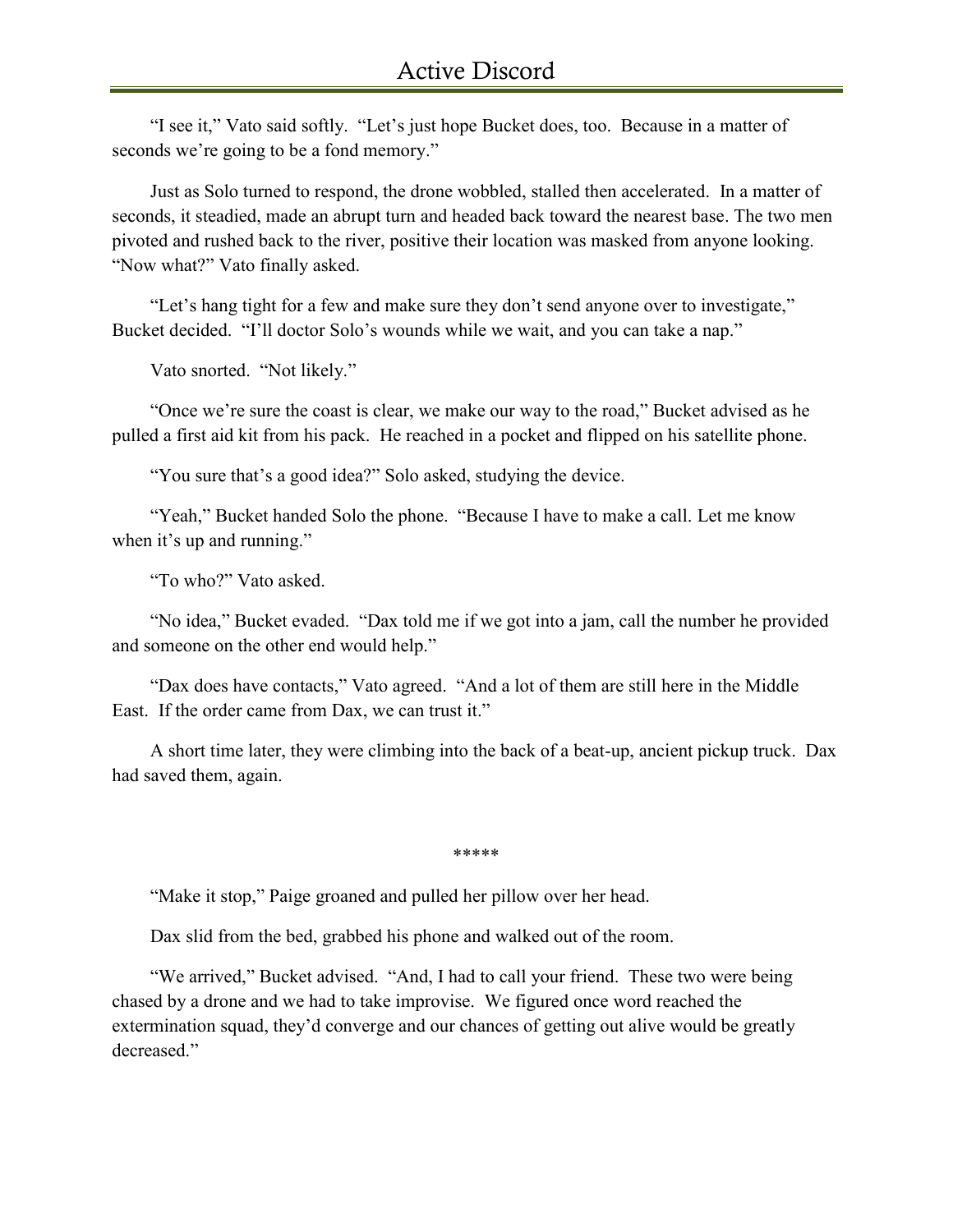"I see it," Vato said softly. "Let's just hope Bucket does, too. Because in a matter of seconds we're going to be a fond memory."

Just as Solo turned to respond, the drone wobbled, stalled then accelerated. In a matter of seconds, it steadied, made an abrupt turn and headed back toward the nearest base. The two men pivoted and rushed back to the river, positive their location was masked from anyone looking. "Now what?" Vato finally asked.

"Let's hang tight for a few and make sure they don't send anyone over to investigate," Bucket decided. "I'll doctor Solo's wounds while we wait, and you can take a nap."

Vato snorted. "Not likely."

"Once we're sure the coast is clear, we make our way to the road," Bucket advised as he pulled a first aid kit from his pack. He reached in a pocket and flipped on his satellite phone.

"You sure that's a good idea?" Solo asked, studying the device.

"Yeah," Bucket handed Solo the phone. "Because I have to make a call. Let me know when it's up and running."

"To who?" Vato asked.

"No idea," Bucket evaded. "Dax told me if we got into a jam, call the number he provided and someone on the other end would help."

"Dax does have contacts," Vato agreed. "And a lot of them are still here in the Middle East. If the order came from Dax, we can trust it."

A short time later, they were climbing into the back of a beat-up, ancient pickup truck. Dax had saved them, again.

*****

"Make it stop," Paige groaned and pulled her pillow over her head.

Dax slid from the bed, grabbed his phone and walked out of the room.

"We arrived," Bucket advised. "And, I had to call your friend. These two were being chased by a drone and we had to take improvise. We figured once word reached the extermination squad, they'd converge and our chances of getting out alive would be greatly decreased."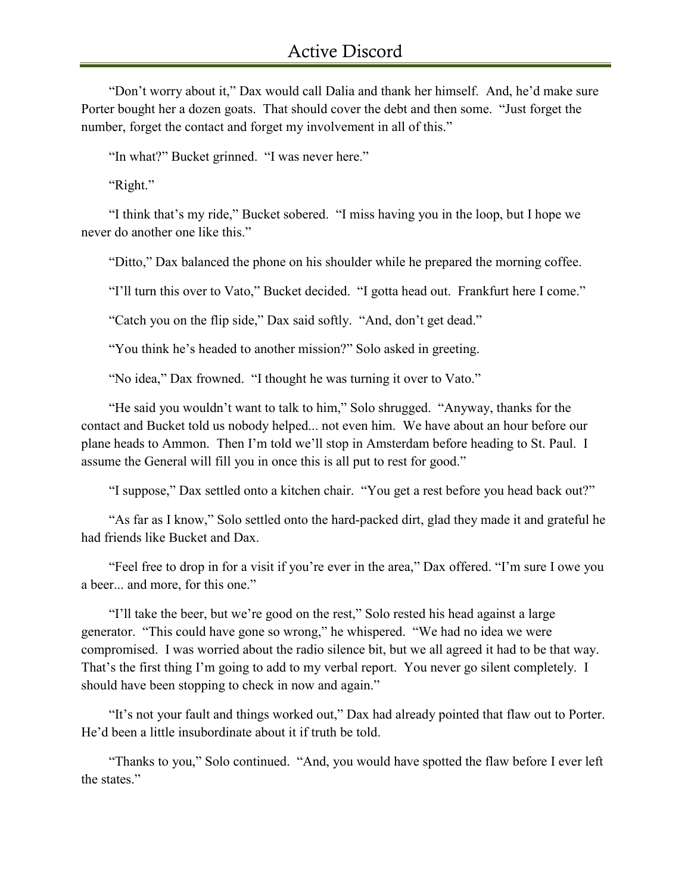"Don't worry about it," Dax would call Dalia and thank her himself. And, he'd make sure Porter bought her a dozen goats. That should cover the debt and then some. "Just forget the number, forget the contact and forget my involvement in all of this."

"In what?" Bucket grinned. "I was never here."

"Right."

"I think that's my ride," Bucket sobered. "I miss having you in the loop, but I hope we never do another one like this."

"Ditto," Dax balanced the phone on his shoulder while he prepared the morning coffee.

"I'll turn this over to Vato," Bucket decided. "I gotta head out. Frankfurt here I come."

"Catch you on the flip side," Dax said softly. "And, don't get dead."

"You think he's headed to another mission?" Solo asked in greeting.

"No idea," Dax frowned. "I thought he was turning it over to Vato."

"He said you wouldn't want to talk to him," Solo shrugged. "Anyway, thanks for the contact and Bucket told us nobody helped... not even him. We have about an hour before our plane heads to Ammon. Then I'm told we'll stop in Amsterdam before heading to St. Paul. I assume the General will fill you in once this is all put to rest for good."

"I suppose," Dax settled onto a kitchen chair. "You get a rest before you head back out?"

"As far as I know," Solo settled onto the hard-packed dirt, glad they made it and grateful he had friends like Bucket and Dax.

"Feel free to drop in for a visit if you're ever in the area," Dax offered. "I'm sure I owe you a beer... and more, for this one."

"I'll take the beer, but we're good on the rest," Solo rested his head against a large generator. "This could have gone so wrong," he whispered. "We had no idea we were compromised. I was worried about the radio silence bit, but we all agreed it had to be that way. That's the first thing I'm going to add to my verbal report. You never go silent completely. I should have been stopping to check in now and again."

"It's not your fault and things worked out," Dax had already pointed that flaw out to Porter. He'd been a little insubordinate about it if truth be told.

"Thanks to you," Solo continued. "And, you would have spotted the flaw before I ever left the states."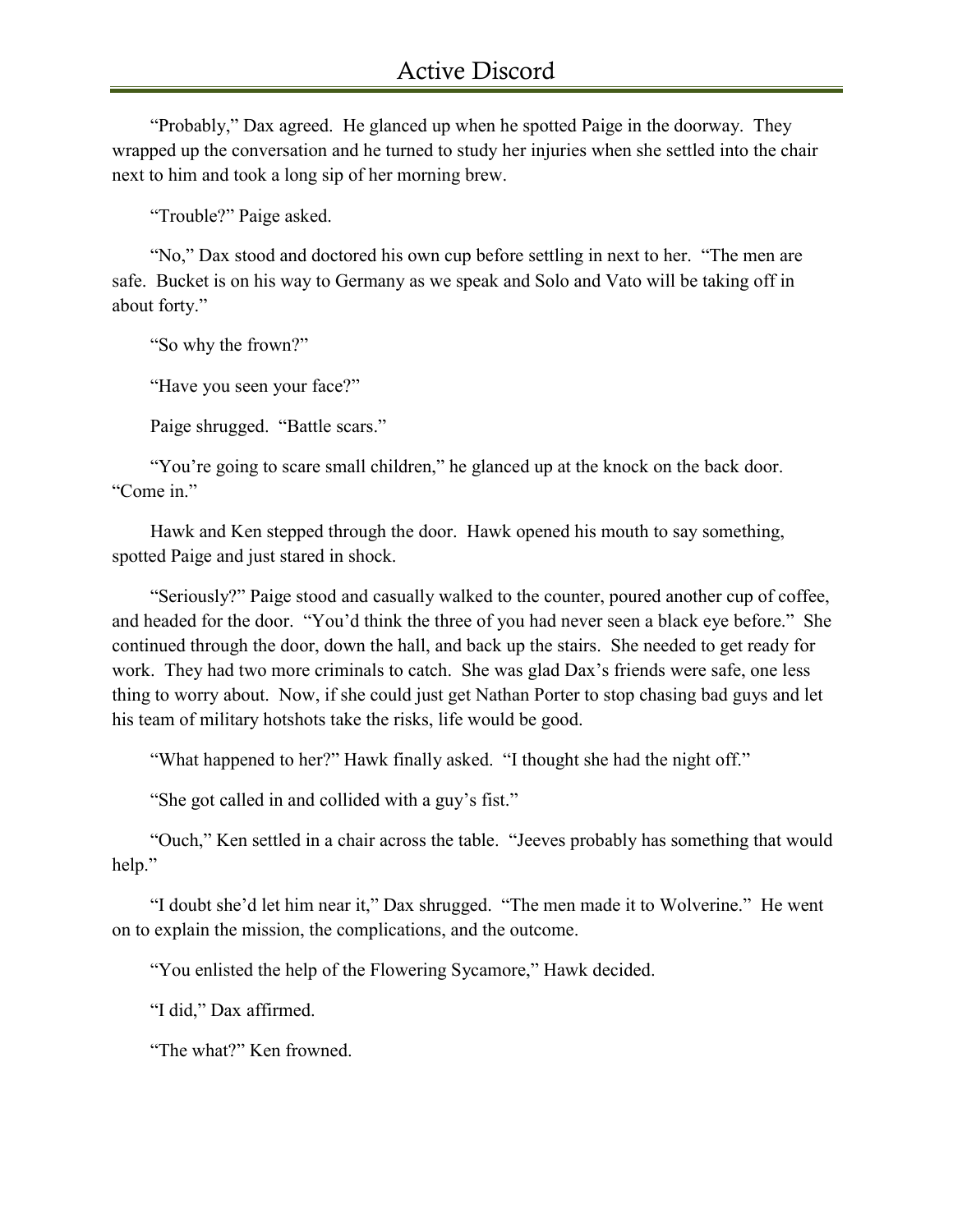"Probably," Dax agreed. He glanced up when he spotted Paige in the doorway. They wrapped up the conversation and he turned to study her injuries when she settled into the chair next to him and took a long sip of her morning brew.

"Trouble?" Paige asked.

"No," Dax stood and doctored his own cup before settling in next to her. "The men are safe. Bucket is on his way to Germany as we speak and Solo and Vato will be taking off in about forty."

"So why the frown?"

"Have you seen your face?"

Paige shrugged. "Battle scars."

"You're going to scare small children," he glanced up at the knock on the back door. "Come in."

Hawk and Ken stepped through the door. Hawk opened his mouth to say something, spotted Paige and just stared in shock.

"Seriously?" Paige stood and casually walked to the counter, poured another cup of coffee, and headed for the door. "You'd think the three of you had never seen a black eye before." She continued through the door, down the hall, and back up the stairs. She needed to get ready for work. They had two more criminals to catch. She was glad Dax's friends were safe, one less thing to worry about. Now, if she could just get Nathan Porter to stop chasing bad guys and let his team of military hotshots take the risks, life would be good.

"What happened to her?" Hawk finally asked. "I thought she had the night off."

"She got called in and collided with a guy's fist."

"Ouch," Ken settled in a chair across the table. "Jeeves probably has something that would help."

"I doubt she'd let him near it," Dax shrugged. "The men made it to Wolverine." He went on to explain the mission, the complications, and the outcome.

"You enlisted the help of the Flowering Sycamore," Hawk decided.

"I did," Dax affirmed.

"The what?" Ken frowned.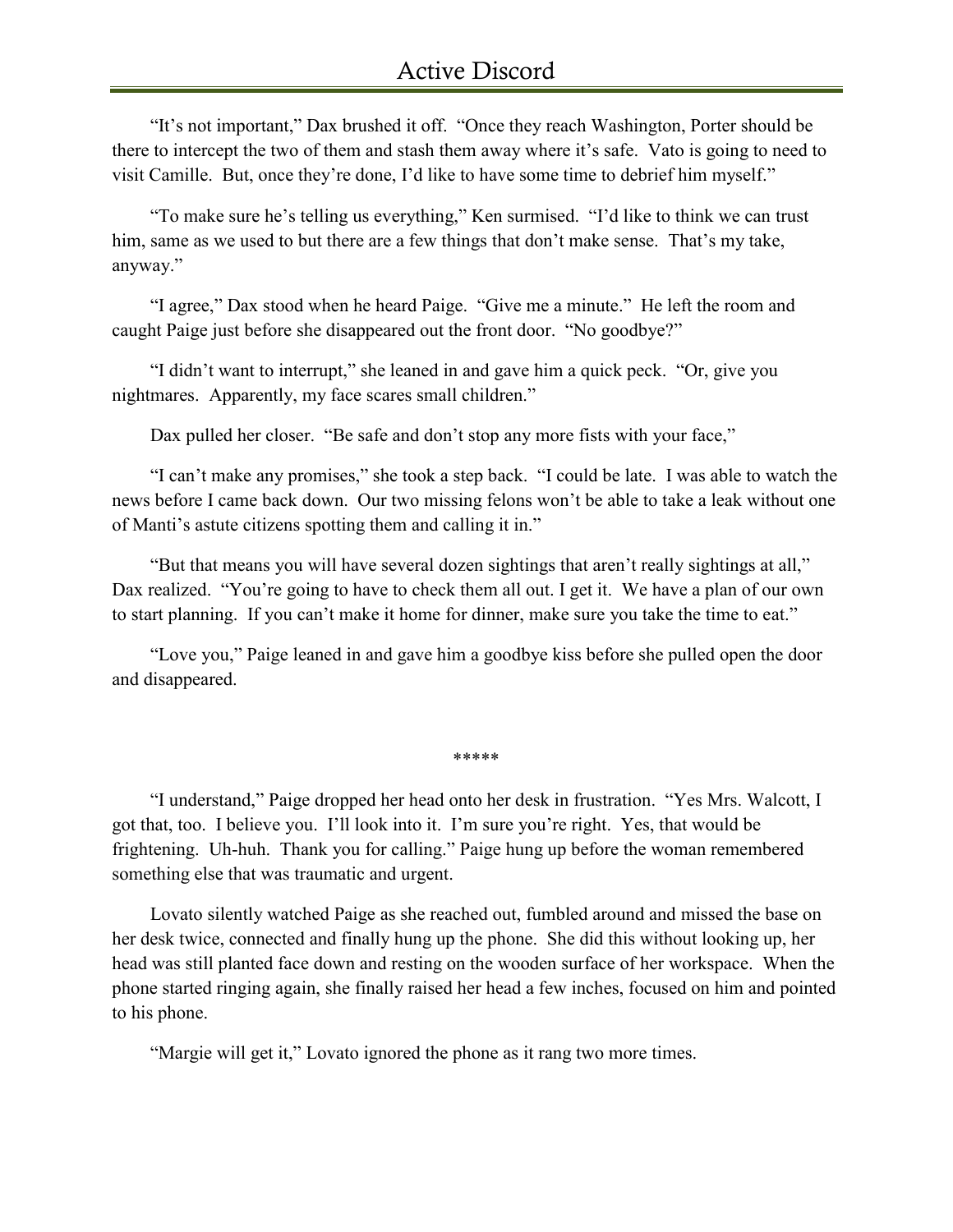"It's not important," Dax brushed it off. "Once they reach Washington, Porter should be there to intercept the two of them and stash them away where it's safe. Vato is going to need to visit Camille. But, once they're done, I'd like to have some time to debrief him myself."

"To make sure he's telling us everything," Ken surmised. "I'd like to think we can trust him, same as we used to but there are a few things that don't make sense. That's my take, anyway."

"I agree," Dax stood when he heard Paige. "Give me a minute." He left the room and caught Paige just before she disappeared out the front door. "No goodbye?"

"I didn't want to interrupt," she leaned in and gave him a quick peck. "Or, give you nightmares. Apparently, my face scares small children."

Dax pulled her closer. "Be safe and don't stop any more fists with your face,"

"I can't make any promises," she took a step back. "I could be late. I was able to watch the news before I came back down. Our two missing felons won't be able to take a leak without one of Manti's astute citizens spotting them and calling it in."

"But that means you will have several dozen sightings that aren't really sightings at all," Dax realized. "You're going to have to check them all out. I get it. We have a plan of our own to start planning. If you can't make it home for dinner, make sure you take the time to eat."

"Love you," Paige leaned in and gave him a goodbye kiss before she pulled open the door and disappeared.

*****

"I understand," Paige dropped her head onto her desk in frustration. "Yes Mrs. Walcott, I got that, too. I believe you. I'll look into it. I'm sure you're right. Yes, that would be frightening. Uh-huh. Thank you for calling." Paige hung up before the woman remembered something else that was traumatic and urgent.

Lovato silently watched Paige as she reached out, fumbled around and missed the base on her desk twice, connected and finally hung up the phone. She did this without looking up, her head was still planted face down and resting on the wooden surface of her workspace. When the phone started ringing again, she finally raised her head a few inches, focused on him and pointed to his phone.

"Margie will get it," Lovato ignored the phone as it rang two more times.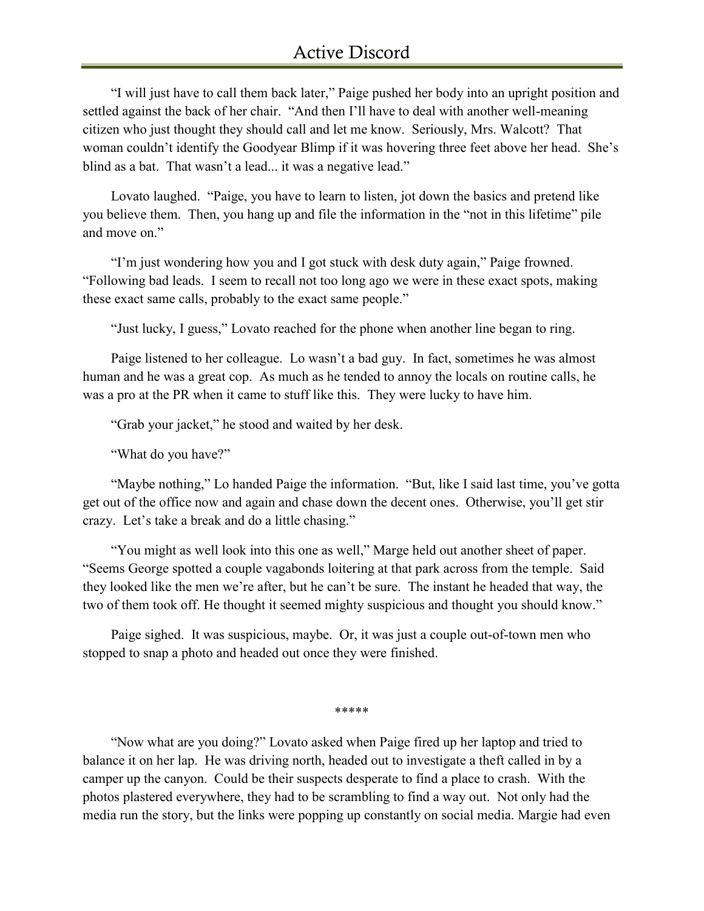"I will just have to call them back later," Paige pushed her body into an upright position and settled against the back of her chair. "And then I'll have to deal with another well-meaning citizen who just thought they should call and let me know. Seriously, Mrs. Walcott? That woman couldn't identify the Goodyear Blimp if it was hovering three feet above her head. She's blind as a bat. That wasn't a lead... it was a negative lead."

Lovato laughed. "Paige, you have to learn to listen, jot down the basics and pretend like you believe them. Then, you hang up and file the information in the "not in this lifetime" pile and move on."

"I'm just wondering how you and I got stuck with desk duty again," Paige frowned. "Following bad leads. I seem to recall not too long ago we were in these exact spots, making these exact same calls, probably to the exact same people."

"Just lucky, I guess," Lovato reached for the phone when another line began to ring.

Paige listened to her colleague. Lo wasn't a bad guy. In fact, sometimes he was almost human and he was a great cop. As much as he tended to annoy the locals on routine calls, he was a pro at the PR when it came to stuff like this. They were lucky to have him.

"Grab your jacket," he stood and waited by her desk.

"What do you have?"

"Maybe nothing," Lo handed Paige the information. "But, like I said last time, you've gotta get out of the office now and again and chase down the decent ones. Otherwise, you'll get stir crazy. Let's take a break and do a little chasing."

"You might as well look into this one as well," Marge held out another sheet of paper. "Seems George spotted a couple vagabonds loitering at that park across from the temple. Said they looked like the men we're after, but he can't be sure. The instant he headed that way, the two of them took off. He thought it seemed mighty suspicious and thought you should know."

Paige sighed. It was suspicious, maybe. Or, it was just a couple out-of-town men who stopped to snap a photo and headed out once they were finished.

*****

"Now what are you doing?" Lovato asked when Paige fired up her laptop and tried to balance it on her lap. He was driving north, headed out to investigate a theft called in by a camper up the canyon. Could be their suspects desperate to find a place to crash. With the photos plastered everywhere, they had to be scrambling to find a way out. Not only had the media run the story, but the links were popping up constantly on social media. Margie had even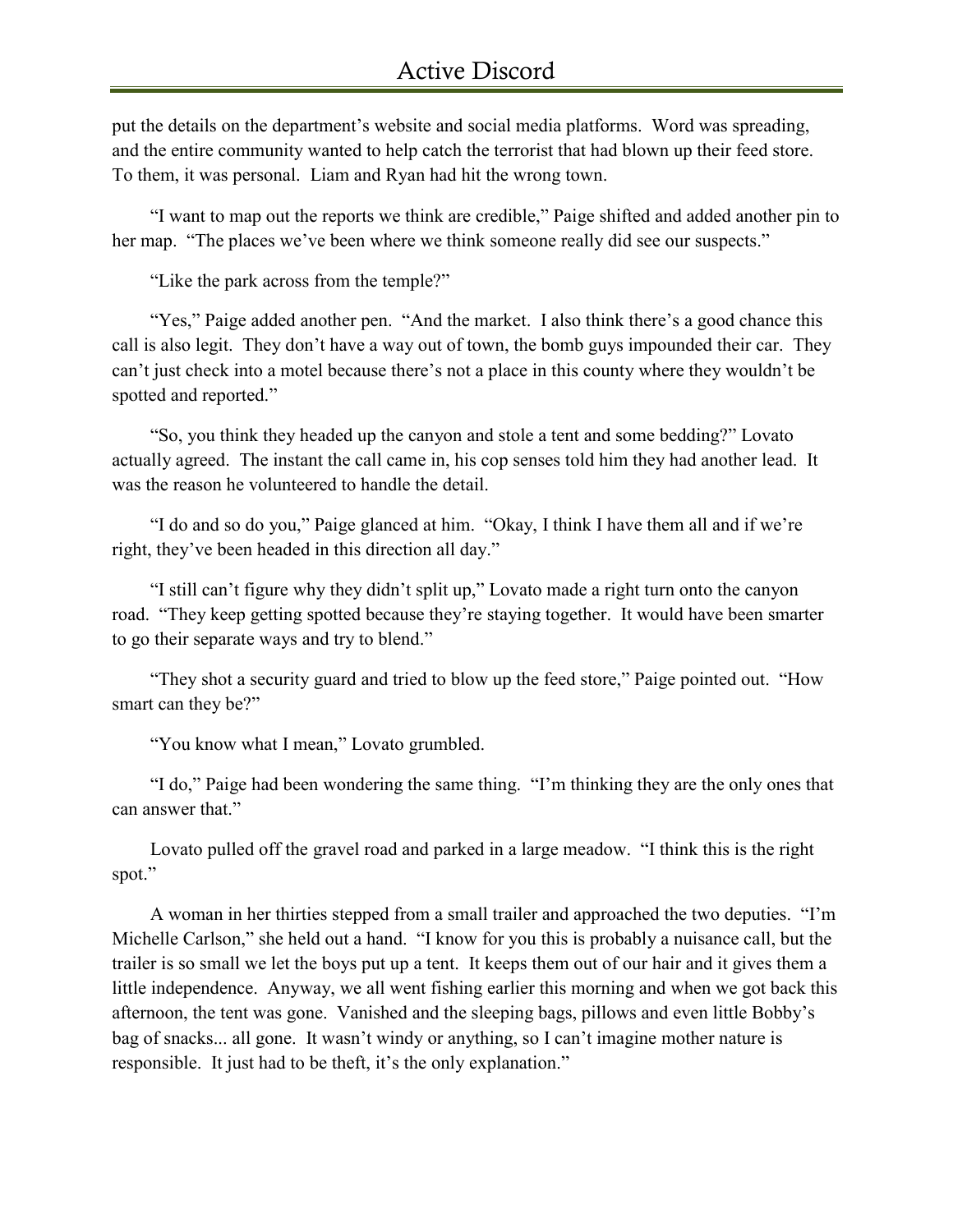put the details on the department's website and social media platforms. Word was spreading, and the entire community wanted to help catch the terrorist that had blown up their feed store. To them, it was personal. Liam and Ryan had hit the wrong town.

"I want to map out the reports we think are credible," Paige shifted and added another pin to her map. "The places we've been where we think someone really did see our suspects."

"Like the park across from the temple?"

"Yes," Paige added another pen. "And the market. I also think there's a good chance this call is also legit. They don't have a way out of town, the bomb guys impounded their car. They can't just check into a motel because there's not a place in this county where they wouldn't be spotted and reported."

"So, you think they headed up the canyon and stole a tent and some bedding?" Lovato actually agreed. The instant the call came in, his cop senses told him they had another lead. It was the reason he volunteered to handle the detail.

"I do and so do you," Paige glanced at him. "Okay, I think I have them all and if we're right, they've been headed in this direction all day."

"I still can't figure why they didn't split up," Lovato made a right turn onto the canyon road. "They keep getting spotted because they're staying together. It would have been smarter to go their separate ways and try to blend."

"They shot a security guard and tried to blow up the feed store," Paige pointed out. "How smart can they be?"

"You know what I mean," Lovato grumbled.

"I do," Paige had been wondering the same thing. "I'm thinking they are the only ones that can answer that."

Lovato pulled off the gravel road and parked in a large meadow. "I think this is the right spot."

A woman in her thirties stepped from a small trailer and approached the two deputies. "I'm Michelle Carlson," she held out a hand. "I know for you this is probably a nuisance call, but the trailer is so small we let the boys put up a tent. It keeps them out of our hair and it gives them a little independence. Anyway, we all went fishing earlier this morning and when we got back this afternoon, the tent was gone. Vanished and the sleeping bags, pillows and even little Bobby's bag of snacks... all gone. It wasn't windy or anything, so I can't imagine mother nature is responsible. It just had to be theft, it's the only explanation."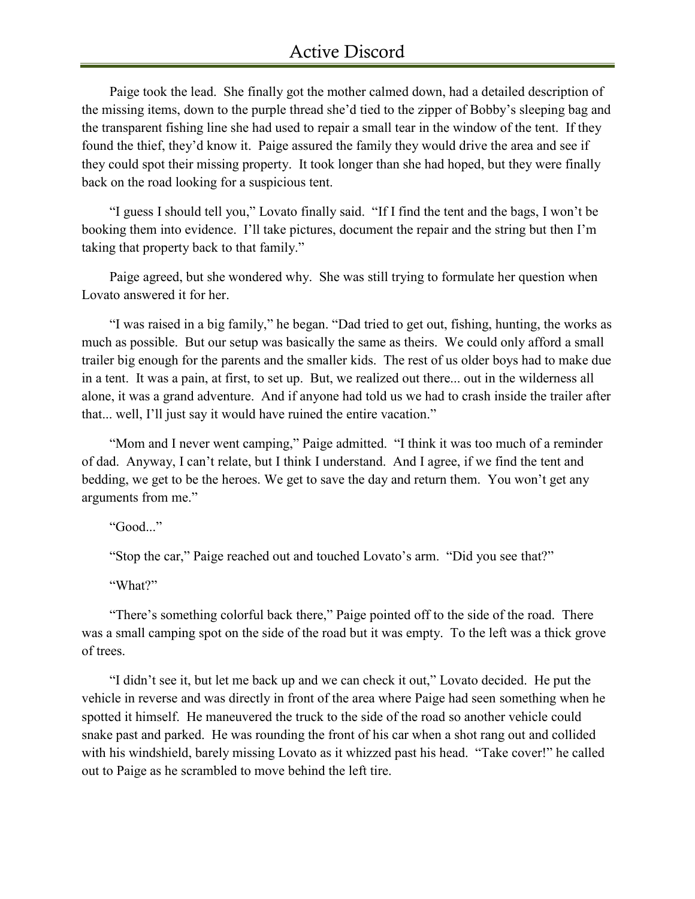Paige took the lead. She finally got the mother calmed down, had a detailed description of the missing items, down to the purple thread she'd tied to the zipper of Bobby's sleeping bag and the transparent fishing line she had used to repair a small tear in the window of the tent. If they found the thief, they'd know it. Paige assured the family they would drive the area and see if they could spot their missing property. It took longer than she had hoped, but they were finally back on the road looking for a suspicious tent.

"I guess I should tell you," Lovato finally said. "If I find the tent and the bags, I won't be booking them into evidence. I'll take pictures, document the repair and the string but then I'm taking that property back to that family."

Paige agreed, but she wondered why. She was still trying to formulate her question when Lovato answered it for her.

"I was raised in a big family," he began. "Dad tried to get out, fishing, hunting, the works as much as possible. But our setup was basically the same as theirs. We could only afford a small trailer big enough for the parents and the smaller kids. The rest of us older boys had to make due in a tent. It was a pain, at first, to set up. But, we realized out there... out in the wilderness all alone, it was a grand adventure. And if anyone had told us we had to crash inside the trailer after that... well, I'll just say it would have ruined the entire vacation."

"Mom and I never went camping," Paige admitted. "I think it was too much of a reminder of dad. Anyway, I can't relate, but I think I understand. And I agree, if we find the tent and bedding, we get to be the heroes. We get to save the day and return them. You won't get any arguments from me."

"Good..."

"Stop the car," Paige reached out and touched Lovato's arm. "Did you see that?"

"What?"

"There's something colorful back there," Paige pointed off to the side of the road. There was a small camping spot on the side of the road but it was empty. To the left was a thick grove of trees.

"I didn't see it, but let me back up and we can check it out," Lovato decided. He put the vehicle in reverse and was directly in front of the area where Paige had seen something when he spotted it himself. He maneuvered the truck to the side of the road so another vehicle could snake past and parked. He was rounding the front of his car when a shot rang out and collided with his windshield, barely missing Lovato as it whizzed past his head. "Take cover!" he called out to Paige as he scrambled to move behind the left tire.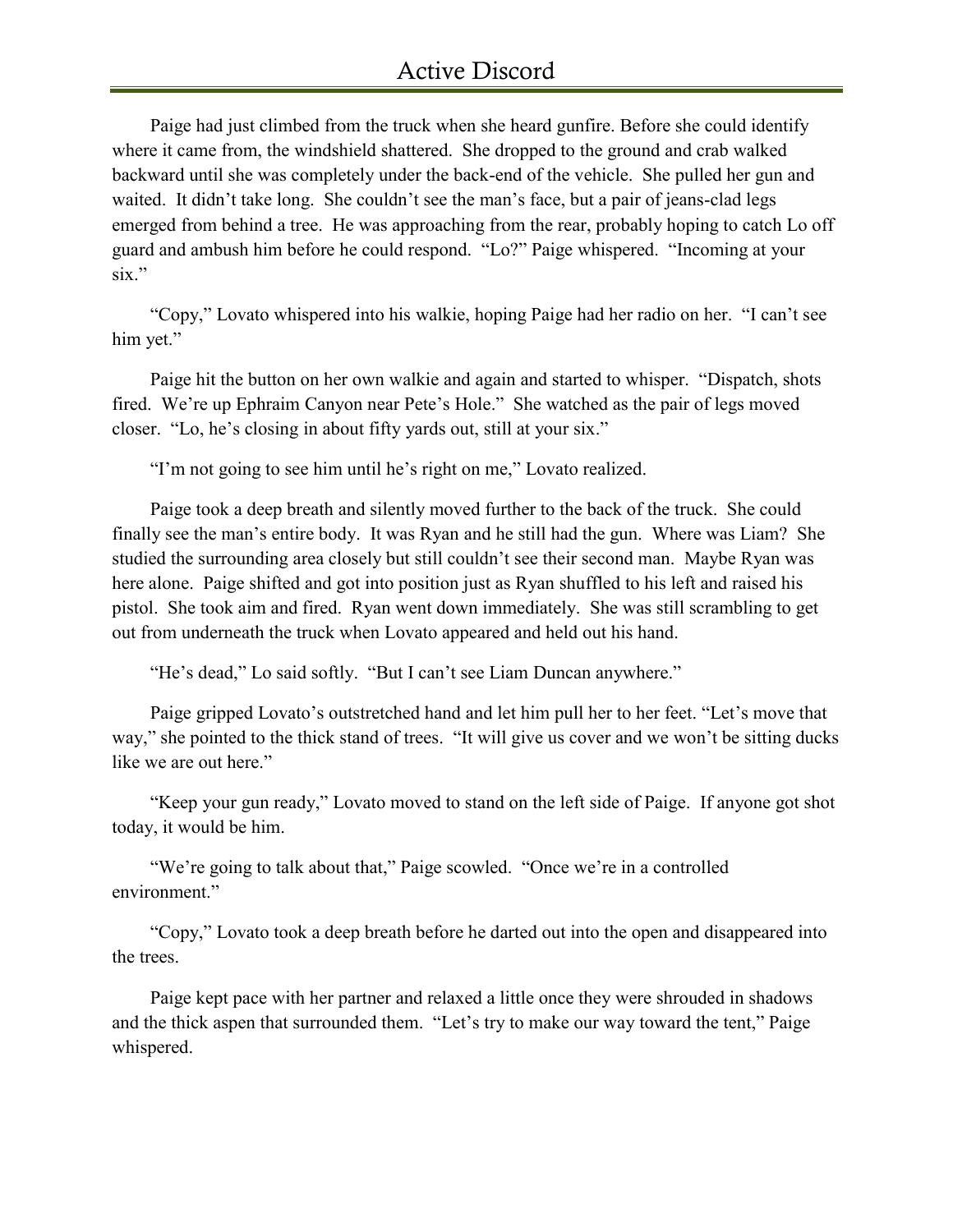Paige had just climbed from the truck when she heard gunfire. Before she could identify where it came from, the windshield shattered. She dropped to the ground and crab walked backward until she was completely under the back-end of the vehicle. She pulled her gun and waited. It didn't take long. She couldn't see the man's face, but a pair of jeans-clad legs emerged from behind a tree. He was approaching from the rear, probably hoping to catch Lo off guard and ambush him before he could respond. "Lo?" Paige whispered. "Incoming at your six."

"Copy," Lovato whispered into his walkie, hoping Paige had her radio on her. "I can't see him yet."

Paige hit the button on her own walkie and again and started to whisper. "Dispatch, shots fired. We're up Ephraim Canyon near Pete's Hole." She watched as the pair of legs moved closer. "Lo, he's closing in about fifty yards out, still at your six."

"I'm not going to see him until he's right on me," Lovato realized.

Paige took a deep breath and silently moved further to the back of the truck. She could finally see the man's entire body. It was Ryan and he still had the gun. Where was Liam? She studied the surrounding area closely but still couldn't see their second man. Maybe Ryan was here alone. Paige shifted and got into position just as Ryan shuffled to his left and raised his pistol. She took aim and fired. Ryan went down immediately. She was still scrambling to get out from underneath the truck when Lovato appeared and held out his hand.

"He's dead," Lo said softly. "But I can't see Liam Duncan anywhere."

Paige gripped Lovato's outstretched hand and let him pull her to her feet. "Let's move that way," she pointed to the thick stand of trees. "It will give us cover and we won't be sitting ducks like we are out here."

"Keep your gun ready," Lovato moved to stand on the left side of Paige. If anyone got shot today, it would be him.

"We're going to talk about that," Paige scowled. "Once we're in a controlled environment."

"Copy," Lovato took a deep breath before he darted out into the open and disappeared into the trees.

Paige kept pace with her partner and relaxed a little once they were shrouded in shadows and the thick aspen that surrounded them. "Let's try to make our way toward the tent," Paige whispered.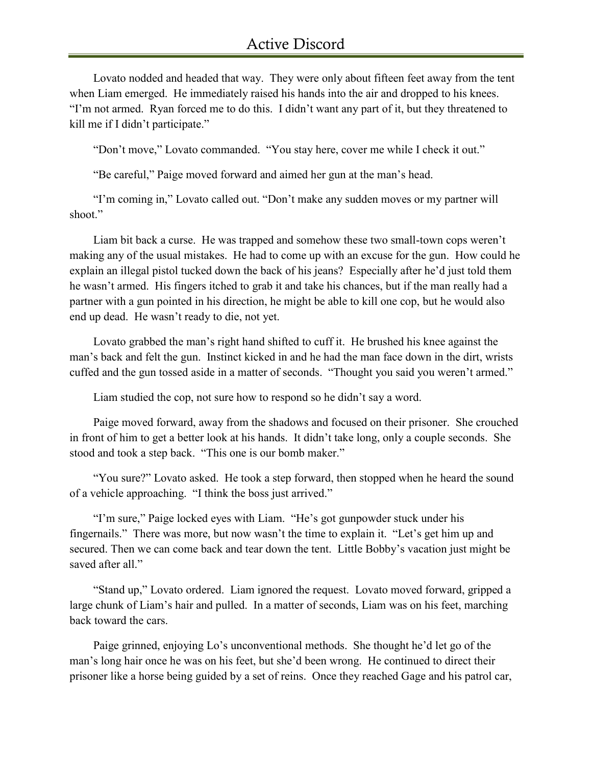Lovato nodded and headed that way. They were only about fifteen feet away from the tent when Liam emerged. He immediately raised his hands into the air and dropped to his knees. "I'm not armed. Ryan forced me to do this. I didn't want any part of it, but they threatened to kill me if I didn't participate."

"Don't move," Lovato commanded. "You stay here, cover me while I check it out."

"Be careful," Paige moved forward and aimed her gun at the man's head.

"I'm coming in," Lovato called out. "Don't make any sudden moves or my partner will shoot."

Liam bit back a curse. He was trapped and somehow these two small-town cops weren't making any of the usual mistakes. He had to come up with an excuse for the gun. How could he explain an illegal pistol tucked down the back of his jeans? Especially after he'd just told them he wasn't armed. His fingers itched to grab it and take his chances, but if the man really had a partner with a gun pointed in his direction, he might be able to kill one cop, but he would also end up dead. He wasn't ready to die, not yet.

Lovato grabbed the man's right hand shifted to cuff it. He brushed his knee against the man's back and felt the gun. Instinct kicked in and he had the man face down in the dirt, wrists cuffed and the gun tossed aside in a matter of seconds. "Thought you said you weren't armed."

Liam studied the cop, not sure how to respond so he didn't say a word.

Paige moved forward, away from the shadows and focused on their prisoner. She crouched in front of him to get a better look at his hands. It didn't take long, only a couple seconds. She stood and took a step back. "This one is our bomb maker."

"You sure?" Lovato asked. He took a step forward, then stopped when he heard the sound of a vehicle approaching. "I think the boss just arrived."

"I'm sure," Paige locked eyes with Liam. "He's got gunpowder stuck under his fingernails." There was more, but now wasn't the time to explain it. "Let's get him up and secured. Then we can come back and tear down the tent. Little Bobby's vacation just might be saved after all."

"Stand up," Lovato ordered. Liam ignored the request. Lovato moved forward, gripped a large chunk of Liam's hair and pulled. In a matter of seconds, Liam was on his feet, marching back toward the cars.

Paige grinned, enjoying Lo's unconventional methods. She thought he'd let go of the man's long hair once he was on his feet, but she'd been wrong. He continued to direct their prisoner like a horse being guided by a set of reins. Once they reached Gage and his patrol car,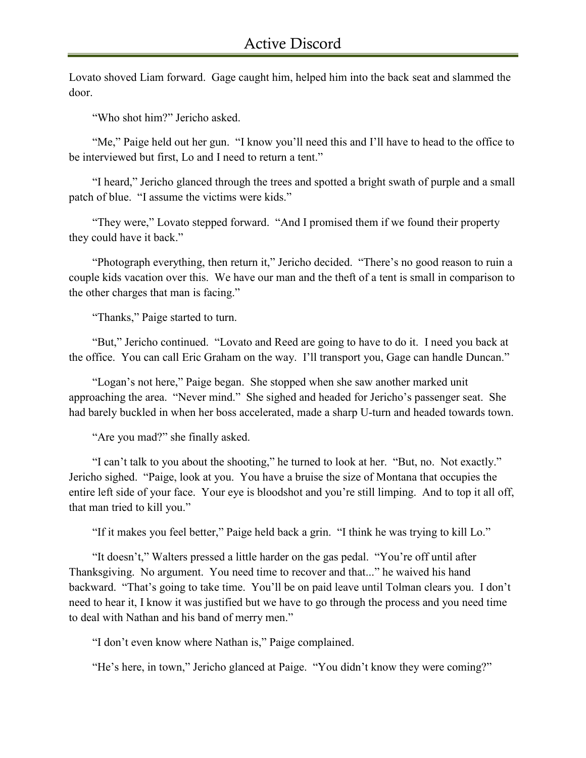Lovato shoved Liam forward. Gage caught him, helped him into the back seat and slammed the door.

"Who shot him?" Jericho asked.

"Me," Paige held out her gun. "I know you'll need this and I'll have to head to the office to be interviewed but first, Lo and I need to return a tent."

"I heard," Jericho glanced through the trees and spotted a bright swath of purple and a small patch of blue. "I assume the victims were kids."

"They were," Lovato stepped forward. "And I promised them if we found their property they could have it back."

"Photograph everything, then return it," Jericho decided. "There's no good reason to ruin a couple kids vacation over this. We have our man and the theft of a tent is small in comparison to the other charges that man is facing."

"Thanks," Paige started to turn.

"But," Jericho continued. "Lovato and Reed are going to have to do it. I need you back at the office. You can call Eric Graham on the way. I'll transport you, Gage can handle Duncan."

"Logan's not here," Paige began. She stopped when she saw another marked unit approaching the area. "Never mind." She sighed and headed for Jericho's passenger seat. She had barely buckled in when her boss accelerated, made a sharp U-turn and headed towards town.

"Are you mad?" she finally asked.

"I can't talk to you about the shooting," he turned to look at her. "But, no. Not exactly." Jericho sighed. "Paige, look at you. You have a bruise the size of Montana that occupies the entire left side of your face. Your eye is bloodshot and you're still limping. And to top it all off, that man tried to kill you."

"If it makes you feel better," Paige held back a grin. "I think he was trying to kill Lo."

"It doesn't," Walters pressed a little harder on the gas pedal. "You're off until after Thanksgiving. No argument. You need time to recover and that..." he waived his hand backward. "That's going to take time. You'll be on paid leave until Tolman clears you. I don't need to hear it, I know it was justified but we have to go through the process and you need time to deal with Nathan and his band of merry men."

"I don't even know where Nathan is," Paige complained.

"He's here, in town," Jericho glanced at Paige. "You didn't know they were coming?"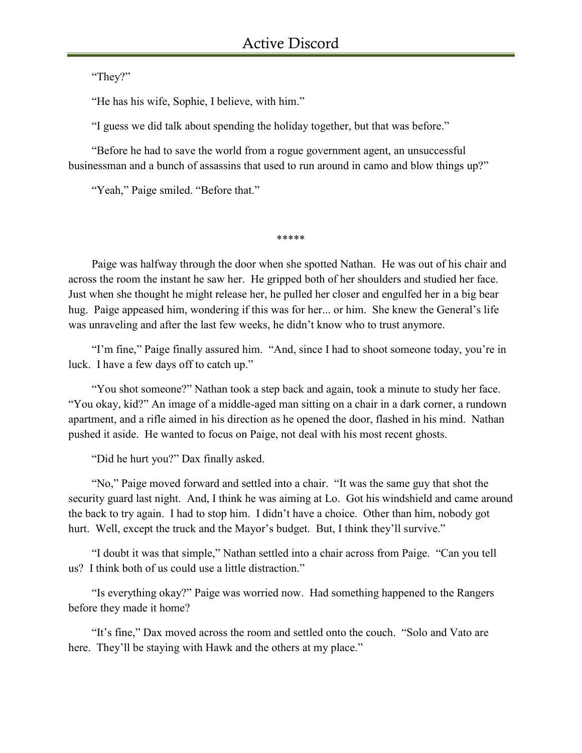"They?"

"He has his wife, Sophie, I believe, with him."

"I guess we did talk about spending the holiday together, but that was before."

"Before he had to save the world from a rogue government agent, an unsuccessful businessman and a bunch of assassins that used to run around in camo and blow things up?"

"Yeah," Paige smiled. "Before that."

*****

Paige was halfway through the door when she spotted Nathan. He was out of his chair and across the room the instant he saw her. He gripped both of her shoulders and studied her face. Just when she thought he might release her, he pulled her closer and engulfed her in a big bear hug. Paige appeased him, wondering if this was for her... or him. She knew the General's life was unraveling and after the last few weeks, he didn't know who to trust anymore.

"I'm fine," Paige finally assured him. "And, since I had to shoot someone today, you're in luck. I have a few days off to catch up."

"You shot someone?" Nathan took a step back and again, took a minute to study her face. "You okay, kid?" An image of a middle-aged man sitting on a chair in a dark corner, a rundown apartment, and a rifle aimed in his direction as he opened the door, flashed in his mind. Nathan pushed it aside. He wanted to focus on Paige, not deal with his most recent ghosts.

"Did he hurt you?" Dax finally asked.

"No," Paige moved forward and settled into a chair. "It was the same guy that shot the security guard last night. And, I think he was aiming at Lo. Got his windshield and came around the back to try again. I had to stop him. I didn't have a choice. Other than him, nobody got hurt. Well, except the truck and the Mayor's budget. But, I think they'll survive."

"I doubt it was that simple," Nathan settled into a chair across from Paige. "Can you tell us? I think both of us could use a little distraction."

"Is everything okay?" Paige was worried now. Had something happened to the Rangers before they made it home?

"It's fine," Dax moved across the room and settled onto the couch. "Solo and Vato are here. They'll be staying with Hawk and the others at my place."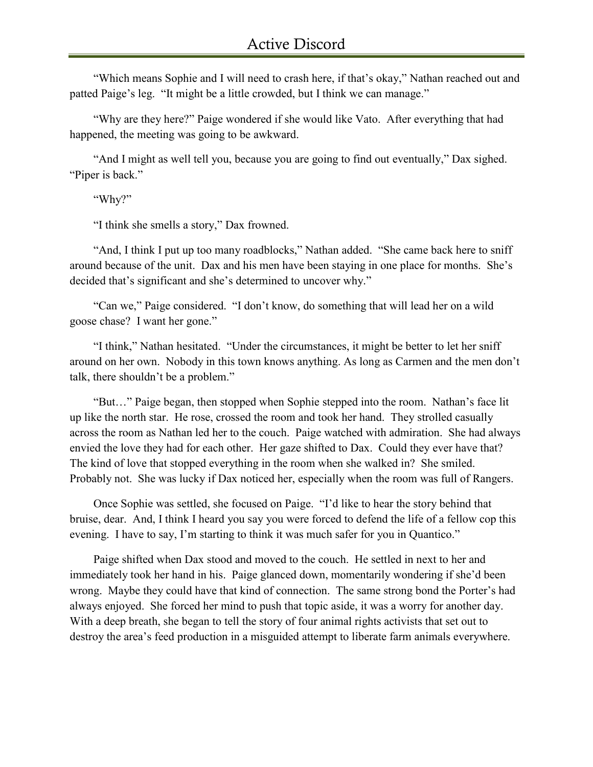"Which means Sophie and I will need to crash here, if that's okay," Nathan reached out and patted Paige's leg. "It might be a little crowded, but I think we can manage."

"Why are they here?" Paige wondered if she would like Vato. After everything that had happened, the meeting was going to be awkward.

"And I might as well tell you, because you are going to find out eventually," Dax sighed. "Piper is back."

"Why?"

"I think she smells a story," Dax frowned.

"And, I think I put up too many roadblocks," Nathan added. "She came back here to sniff around because of the unit. Dax and his men have been staying in one place for months. She's decided that's significant and she's determined to uncover why."

"Can we," Paige considered. "I don't know, do something that will lead her on a wild goose chase? I want her gone."

"I think," Nathan hesitated. "Under the circumstances, it might be better to let her sniff around on her own. Nobody in this town knows anything. As long as Carmen and the men don't talk, there shouldn't be a problem."

"But…" Paige began, then stopped when Sophie stepped into the room. Nathan's face lit up like the north star. He rose, crossed the room and took her hand. They strolled casually across the room as Nathan led her to the couch. Paige watched with admiration. She had always envied the love they had for each other. Her gaze shifted to Dax. Could they ever have that? The kind of love that stopped everything in the room when she walked in? She smiled. Probably not. She was lucky if Dax noticed her, especially when the room was full of Rangers.

Once Sophie was settled, she focused on Paige. "I'd like to hear the story behind that bruise, dear. And, I think I heard you say you were forced to defend the life of a fellow cop this evening. I have to say, I'm starting to think it was much safer for you in Quantico."

Paige shifted when Dax stood and moved to the couch. He settled in next to her and immediately took her hand in his. Paige glanced down, momentarily wondering if she'd been wrong. Maybe they could have that kind of connection. The same strong bond the Porter's had always enjoyed. She forced her mind to push that topic aside, it was a worry for another day. With a deep breath, she began to tell the story of four animal rights activists that set out to destroy the area's feed production in a misguided attempt to liberate farm animals everywhere.